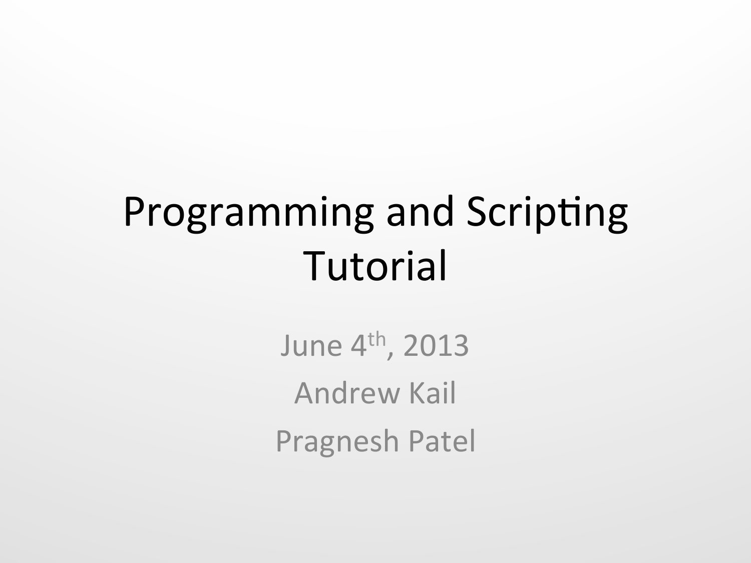# Programming and Scripting Tutorial

June 4th, 2013

Andrew Kail

Pragnesh Patel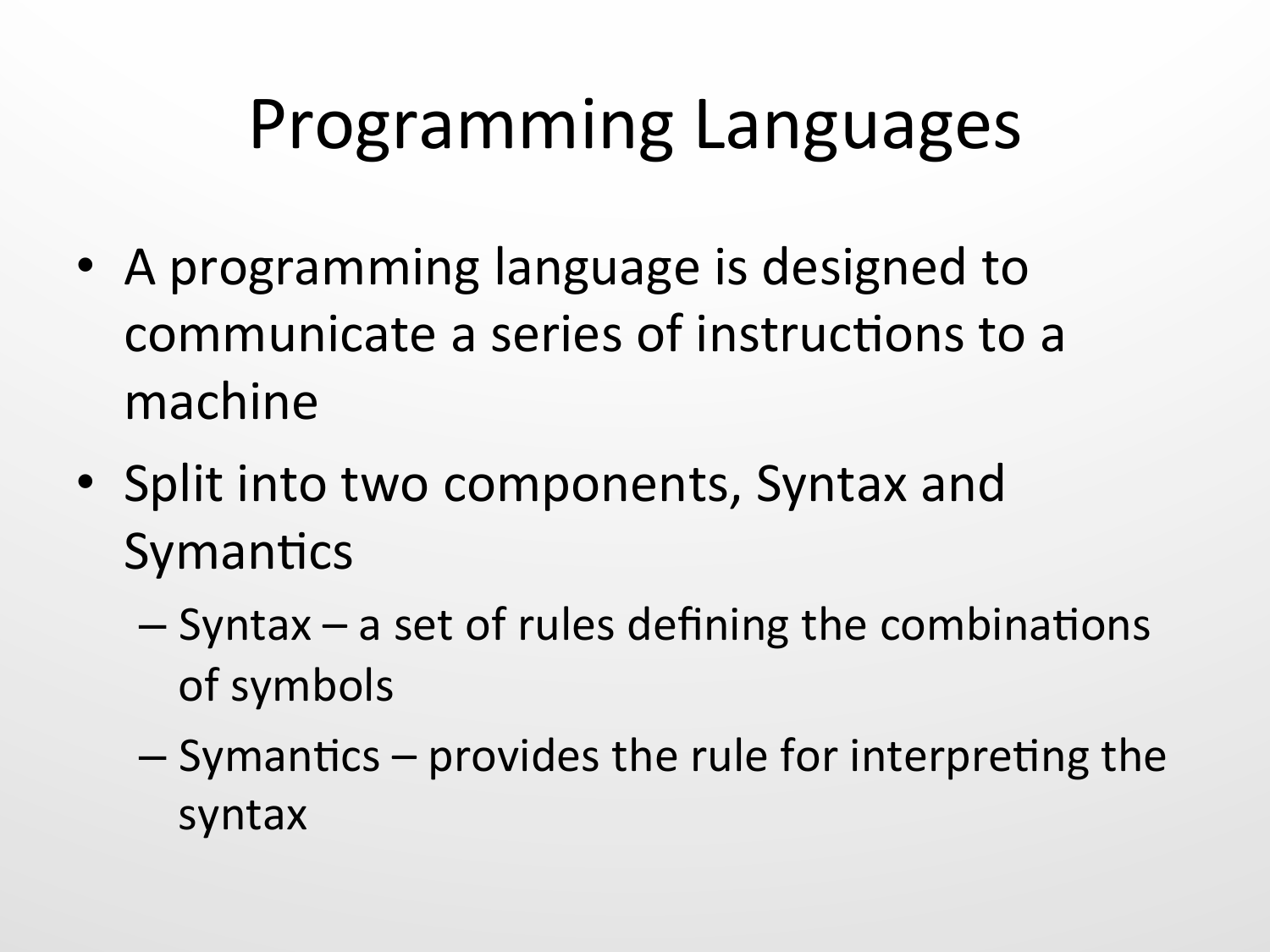# Programming Languages

- A programming language is designed to communicate a series of instructions to a machine
- Split into two components, Syntax and Symantics
  - Syntax – a set of rules defining the combinations of symbols
  - Symantics – provides the rule for interpreting the syntax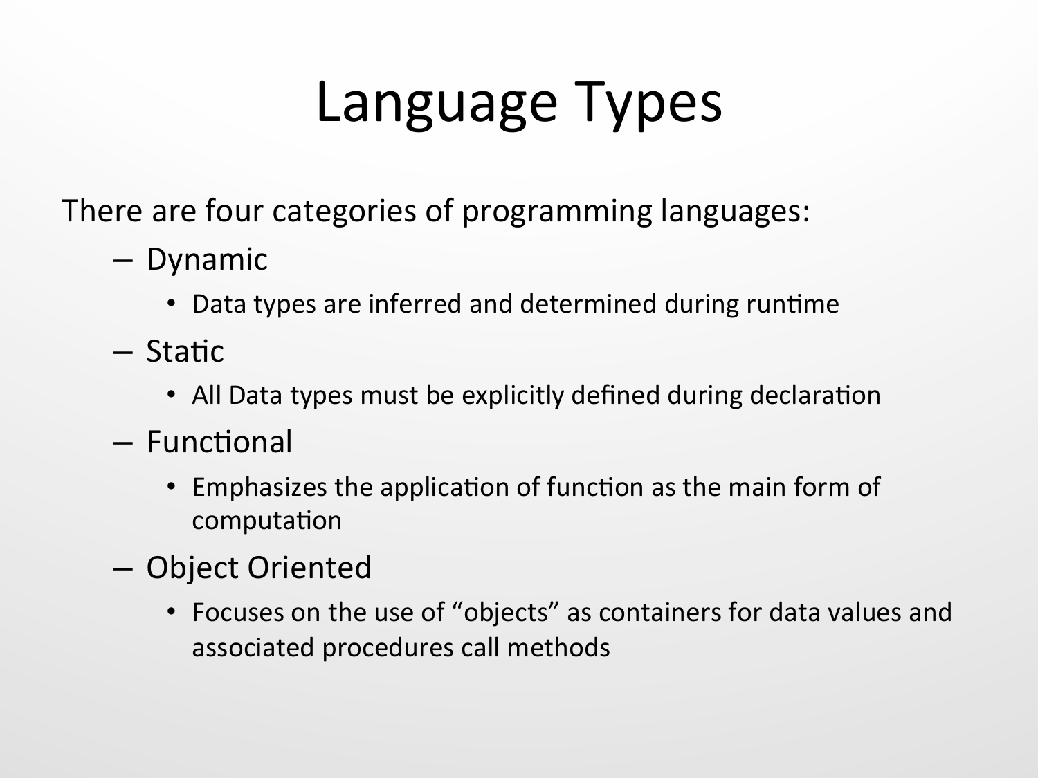# Language Types

There are four categories of programming languages:

- Dynamic
  - Data types are inferred and determined during runtime
- Static
  - All Data types must be explicitly defined during declaration
- Functional
  - Emphasizes the application of function as the main form of computation
- Object Oriented
  - Focuses on the use of "objects" as containers for data values and associated procedures call methods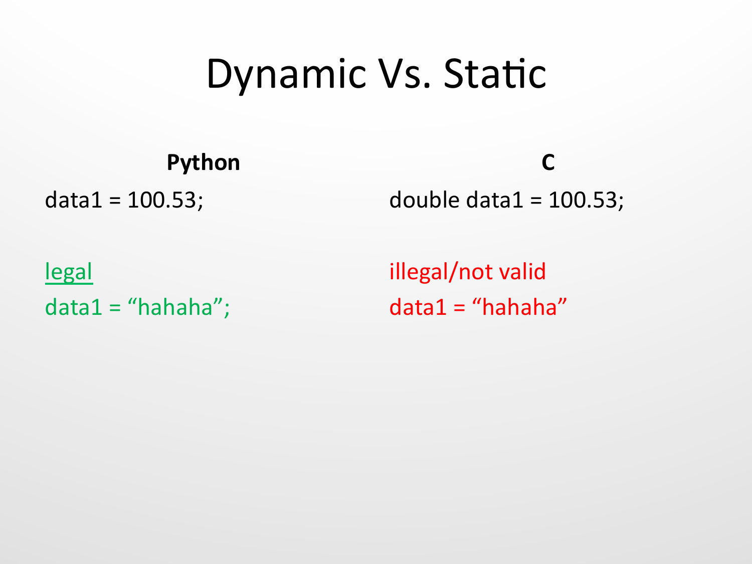# Dynamic Vs. Static

**Python**

data1 = 100.53;

legal

data1 = “hahaha”;

**C**

double data1 = 100.53;

illegal/not valid

data1 = “hahaha”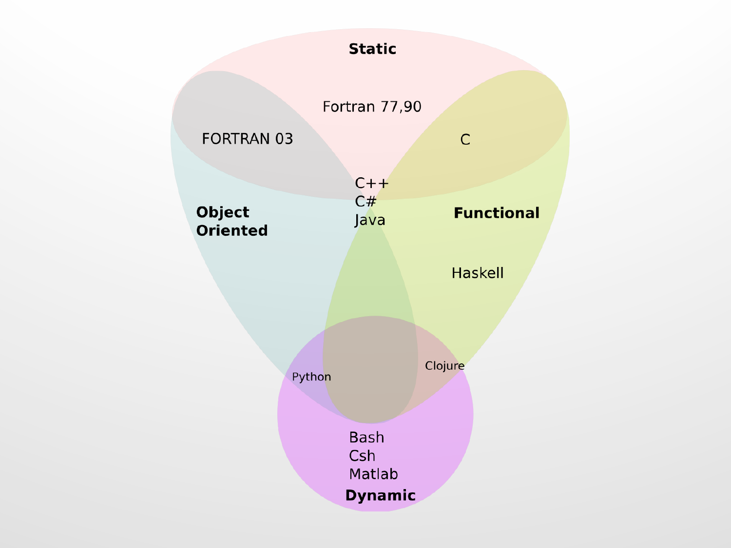**Static**

Fortran 77,90

FORTRAN 03

C

C++
C#
Java

**Object Oriented**

**Functional**

Haskell

Python

Clojure

Bash
Csh
Matlab

**Dynamic**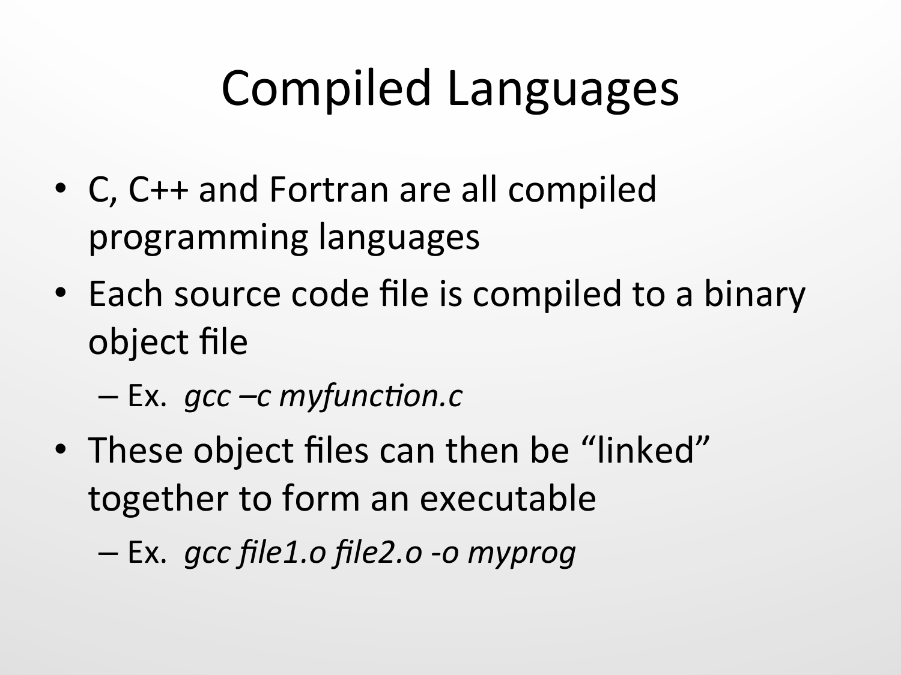# Compiled Languages

- C, C++ and Fortran are all compiled programming languages
- Each source code file is compiled to a binary object file
  - Ex. *gcc –c myfunction.c*
- These object files can then be "linked" together to form an executable
  - Ex. *gcc file1.o file2.o -o myprog*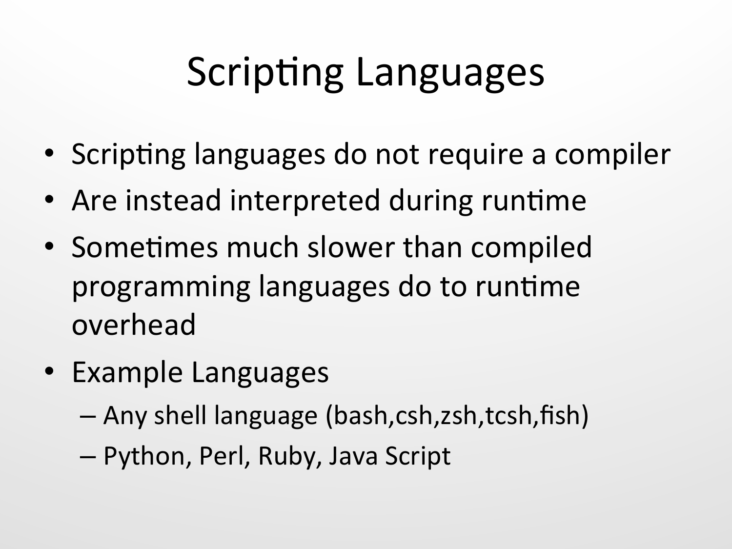# Scripting Languages

- Scripting languages do not require a compiler
- Are instead interpreted during runtime
- Sometimes much slower than compiled programming languages do to runtime overhead
- Example Languages
  - Any shell language (bash,csh,zsh,tcsh,fish)
  - Python, Perl, Ruby, Java Script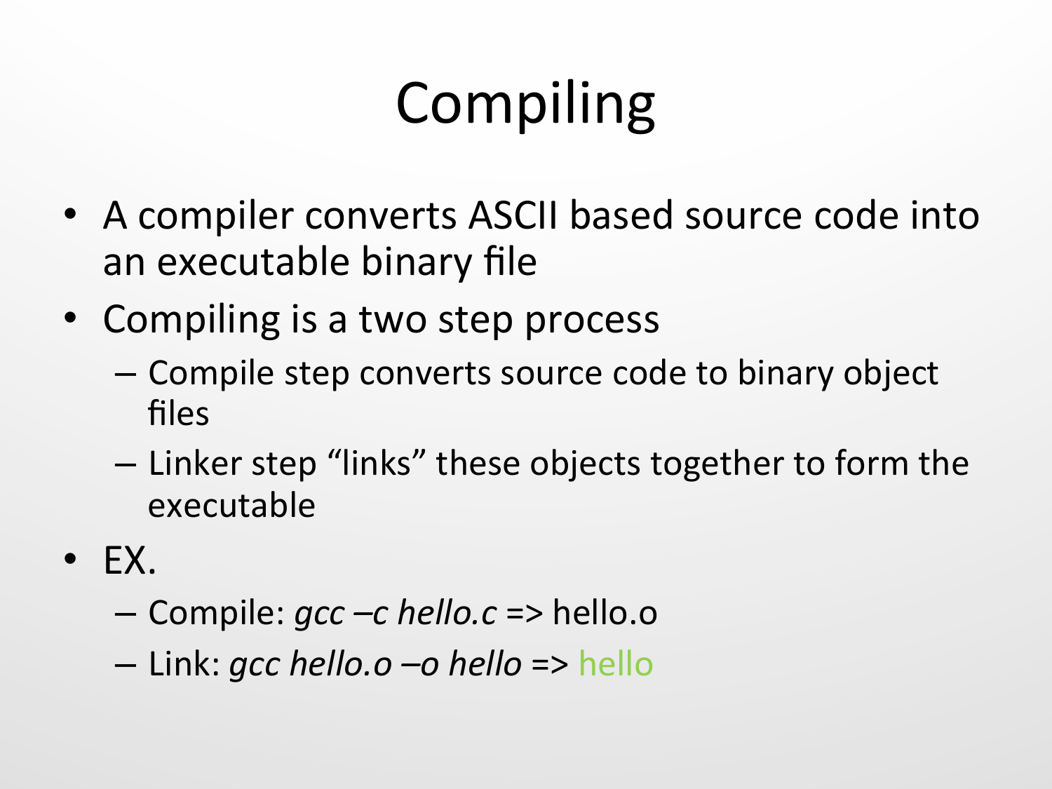# Compiling

- A compiler converts ASCII based source code into an executable binary file
- Compiling is a two step process
  - Compile step converts source code to binary object files
  - Linker step "links" these objects together to form the executable
- EX.
  - Compile: *gcc –c hello.c* => hello.o
  - Link: *gcc hello.o –o hello* => hello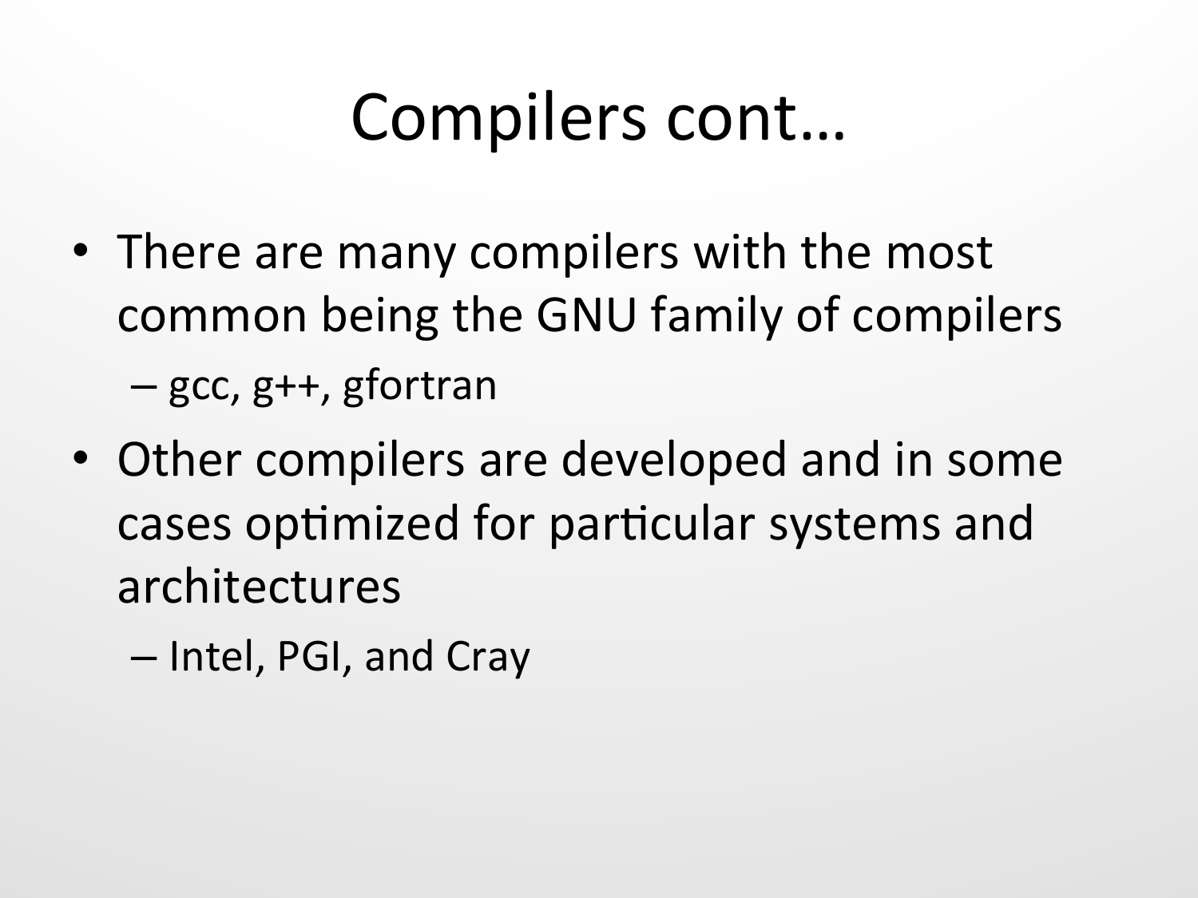# Compilers cont…

- There are many compilers with the most common being the GNU family of compilers
  - gcc, g++, gfortran
- Other compilers are developed and in some cases optimized for particular systems and architectures
  - Intel, PGI, and Cray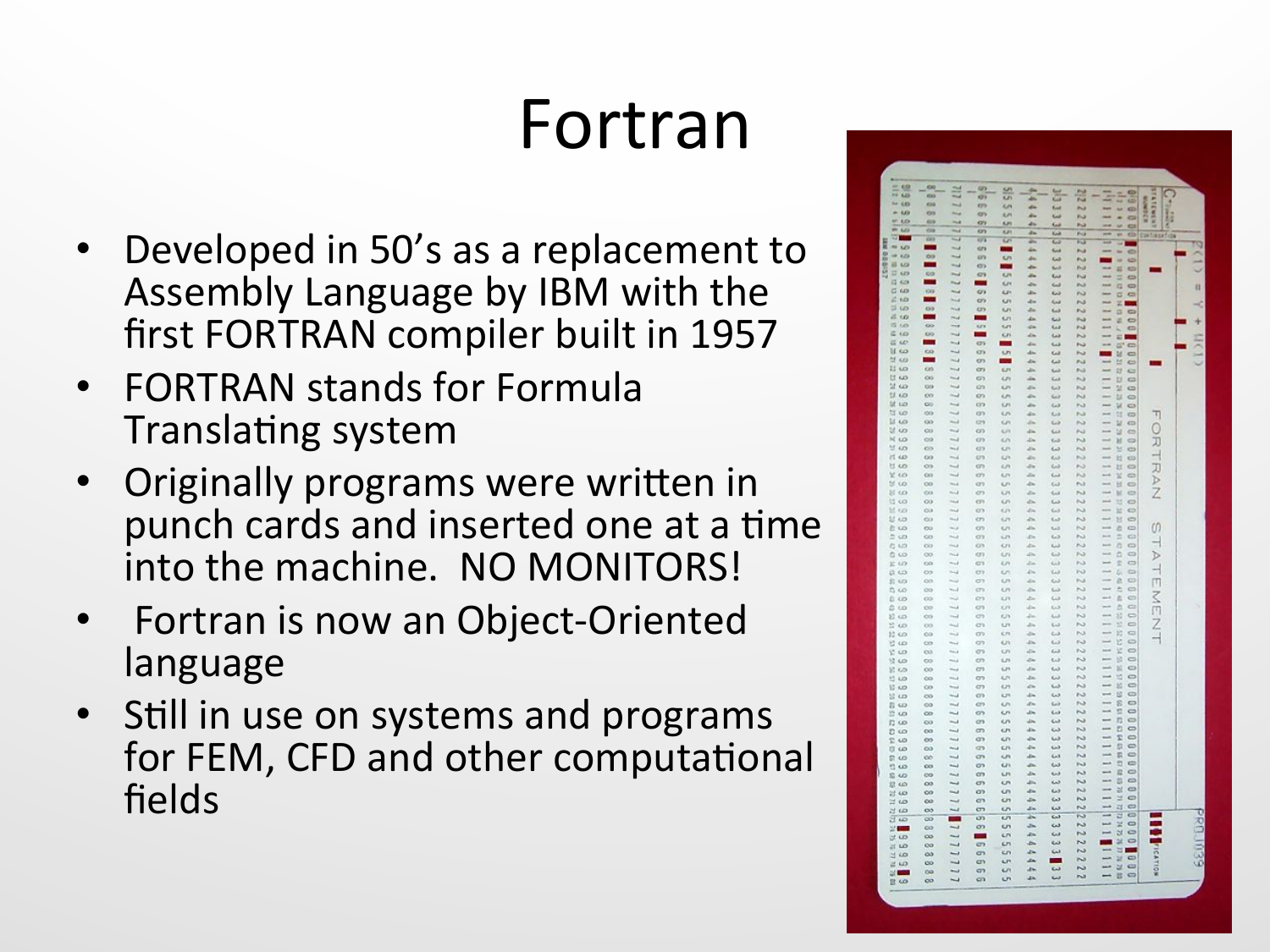# Fortran

- Developed in 50's as a replacement to Assembly Language by IBM with the first FORTRAN compiler built in 1957
- FORTRAN stands for Formula Translating system
- Originally programs were written in punch cards and inserted one at a time into the machine. NO MONITORS!
- Fortran is now an Object-Oriented language
- Still in use on systems and programs for FEM, CFD and other computational fields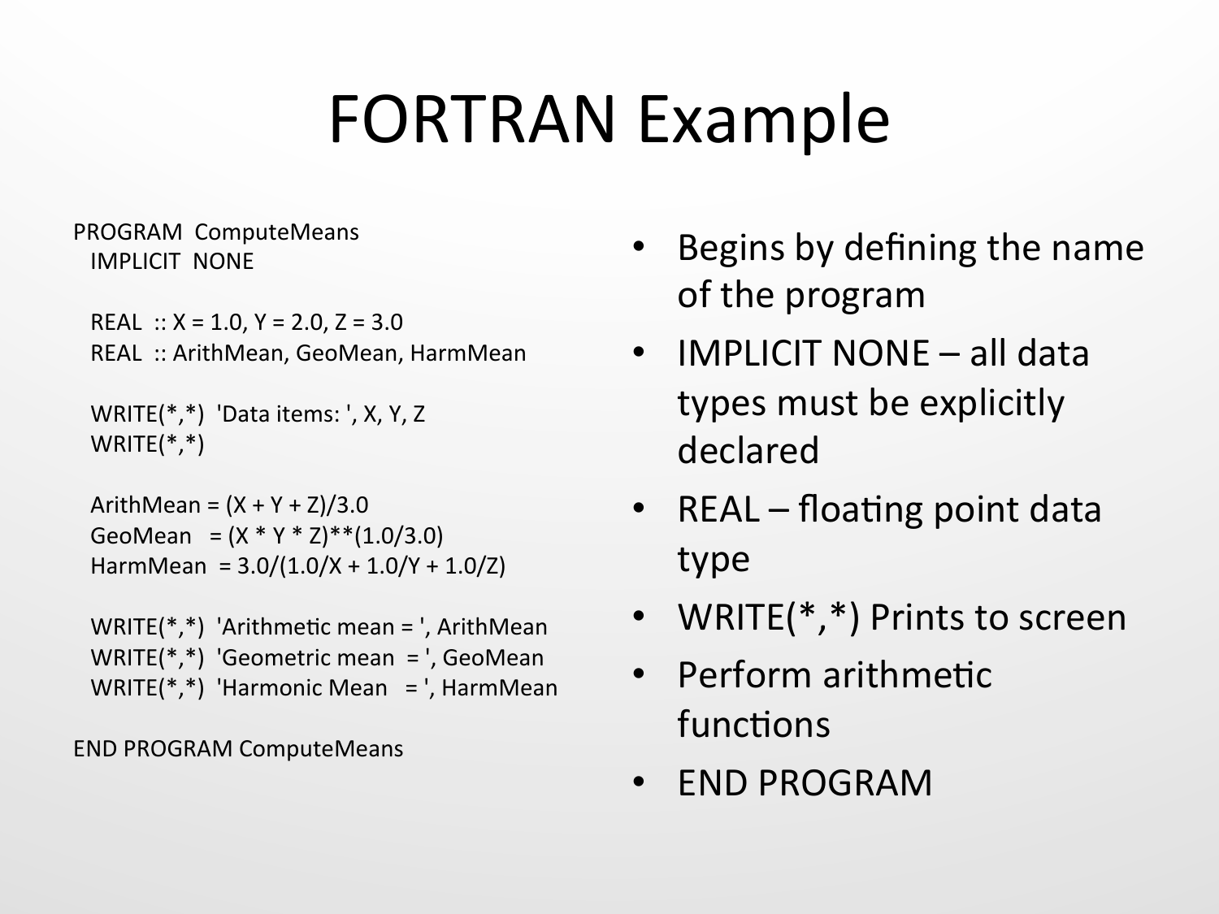# FORTRAN Example

```
PROGRAM  ComputeMeans
  IMPLICIT  NONE

  REAL  :: X = 1.0, Y = 2.0, Z = 3.0
  REAL  :: ArithMean, GeoMean, HarmMean

  WRITE(*,*)  'Data items: ', X, Y, Z
  WRITE(*,*)

  ArithMean = (X + Y + Z)/3.0
  GeoMean   = (X * Y * Z)**(1.0/3.0)
  HarmMean  = 3.0/(1.0/X + 1.0/Y + 1.0/Z)

  WRITE(*,*)  'Arithmetic mean = ', ArithMean
  WRITE(*,*)  'Geometric mean  = ', GeoMean
  WRITE(*,*)  'Harmonic Mean   = ', HarmMean

END PROGRAM ComputeMeans
```

- Begins by defining the name of the program
- IMPLICIT NONE – all data types must be explicitly declared
- REAL – floating point data type
- WRITE(*,*) Prints to screen
- Perform arithmetic functions
- END PROGRAM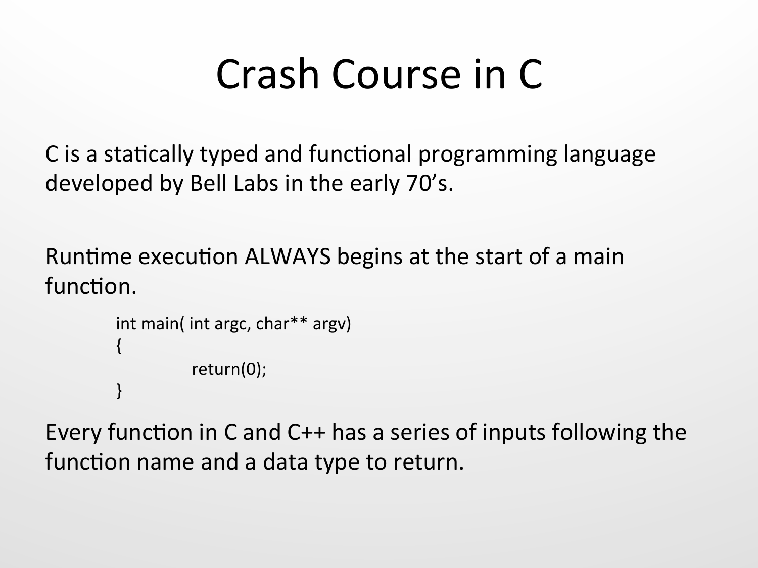# Crash Course in C

C is a statically typed and functional programming language developed by Bell Labs in the early 70's.

Runtime execution ALWAYS begins at the start of a main function.

```
int main( int argc, char** argv)
{
        return(0);
}
```

Every function in C and C++ has a series of inputs following the function name and a data type to return.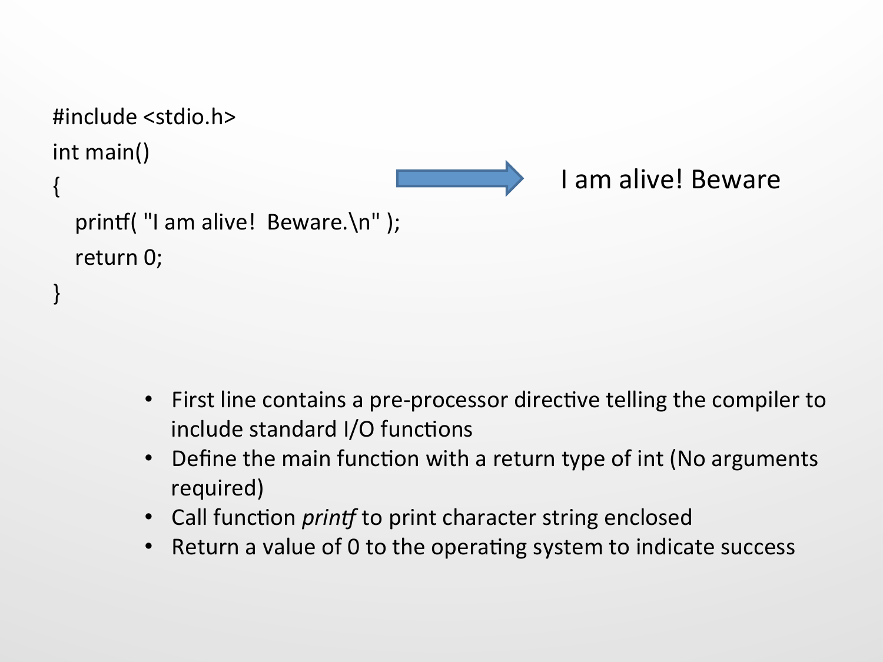```
#include <stdio.h>
int main()
{
   printf( "I am alive!  Beware.\n" );
   return 0;
}
```

I am alive! Beware

- First line contains a pre-processor directive telling the compiler to include standard I/O functions
- Define the main function with a return type of int (No arguments required)
- Call function *printf* to print character string enclosed
- Return a value of 0 to the operating system to indicate success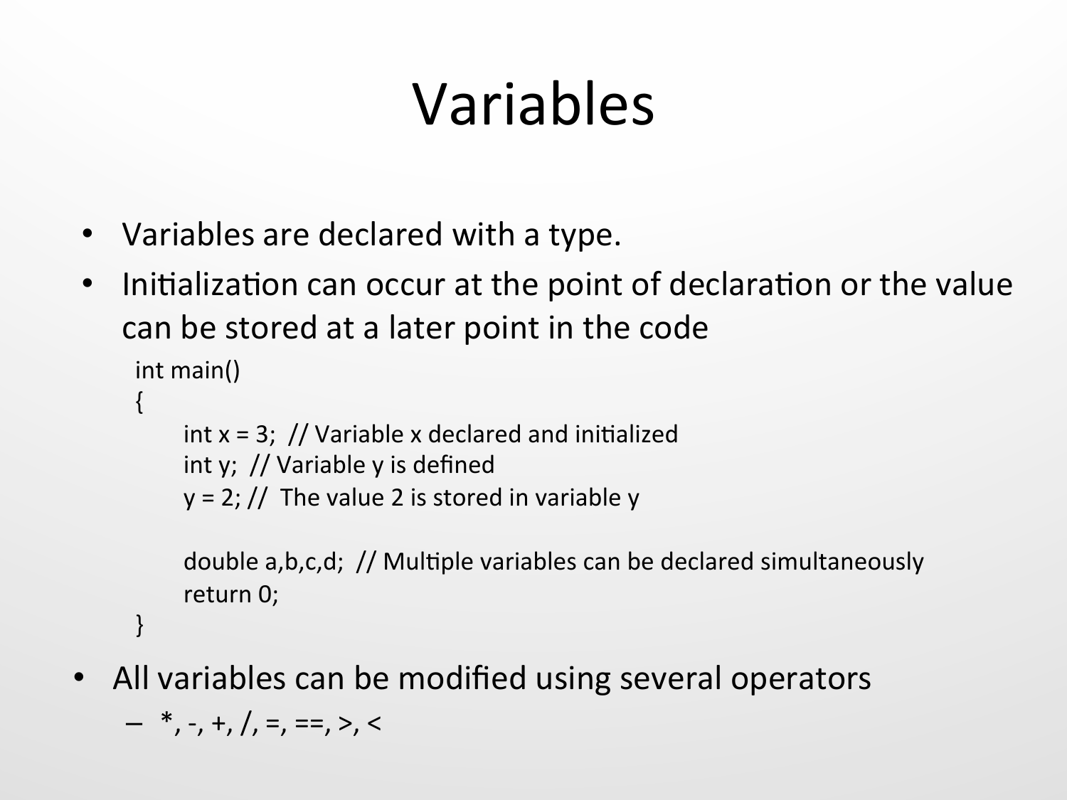# Variables

- Variables are declared with a type.
- Initialization can occur at the point of declaration or the value can be stored at a later point in the code

```
int main()
{
    int x = 3;  // Variable x declared and initialized
    int y;  // Variable y is defined
    y = 2; //  The value 2 is stored in variable y

    double a,b,c,d;  // Multiple variables can be declared simultaneously
    return 0;
}
```

- All variables can be modified using several operators
  - *, -, +, /, =, ==, >, <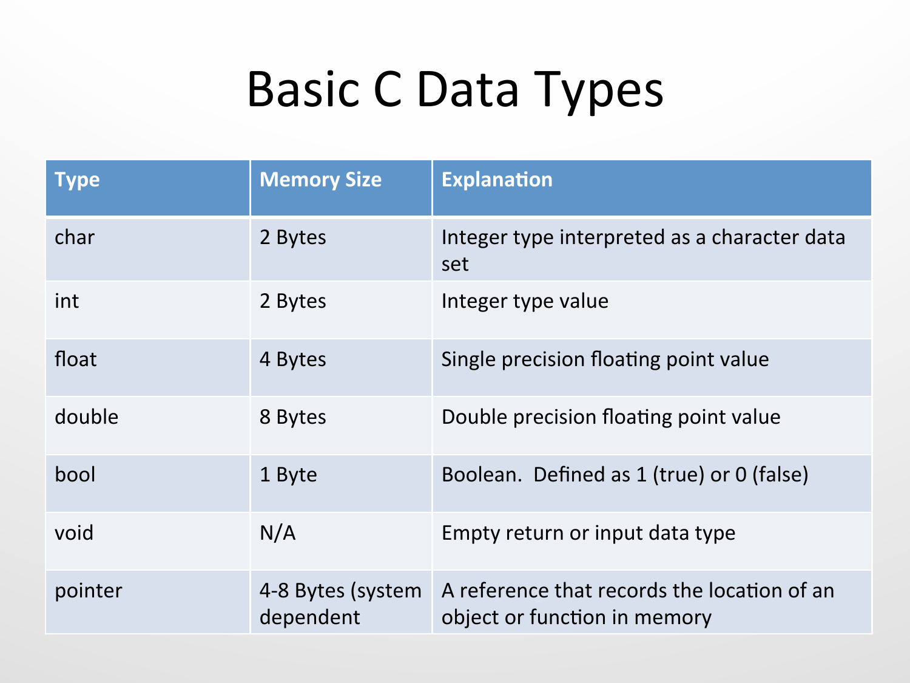# Basic C Data Types

| Type | Memory Size | Explanation |
| --- | --- | --- |
| char | 2 Bytes | Integer type interpreted as a character data set |
| int | 2 Bytes | Integer type value |
| float | 4 Bytes | Single precision floating point value |
| double | 8 Bytes | Double precision floating point value |
| bool | 1 Byte | Boolean. Defined as 1 (true) or 0 (false) |
| void | N/A | Empty return or input data type |
| pointer | 4-8 Bytes (system dependent | A reference that records the location of an object or function in memory |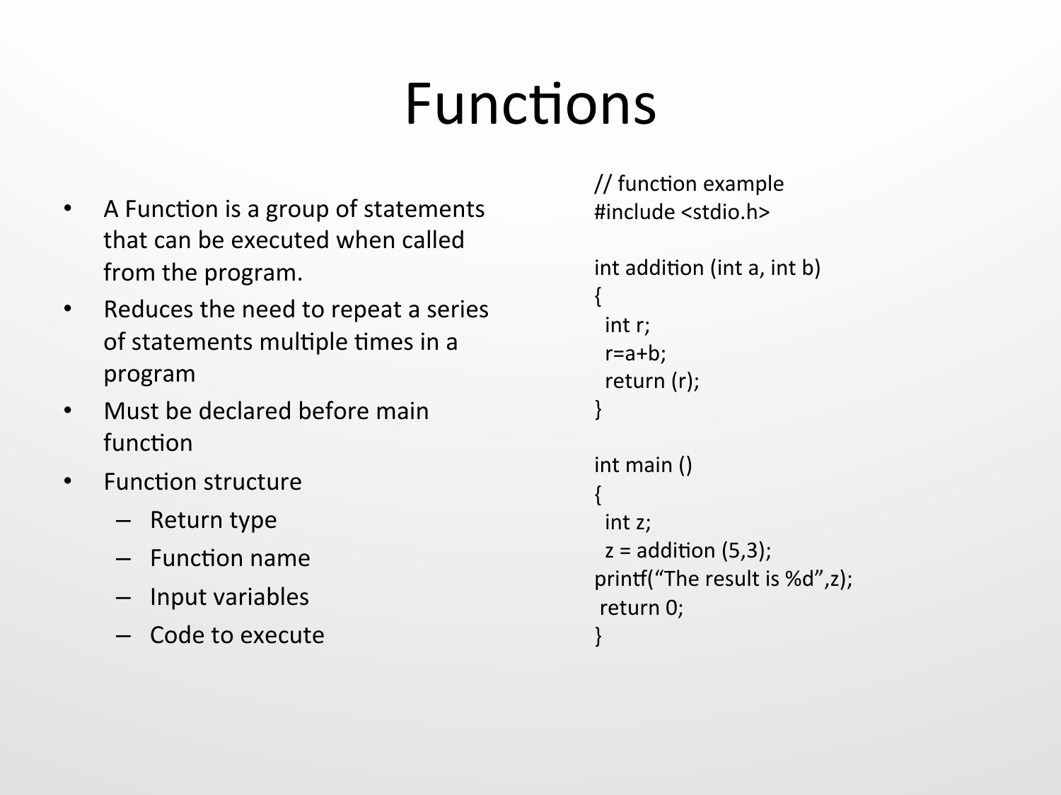# Functions

- A Function is a group of statements that can be executed when called from the program.
- Reduces the need to repeat a series of statements multiple times in a program
- Must be declared before main function
- Function structure
  - Return type
  - Function name
  - Input variables
  - Code to execute

```
// function example
#include <stdio.h>

int addition (int a, int b)
{
  int r;
  r=a+b;
  return (r);
}

int main ()
{
  int z;
  z = addition (5,3);
printf("The result is %d",z);
 return 0;
}
```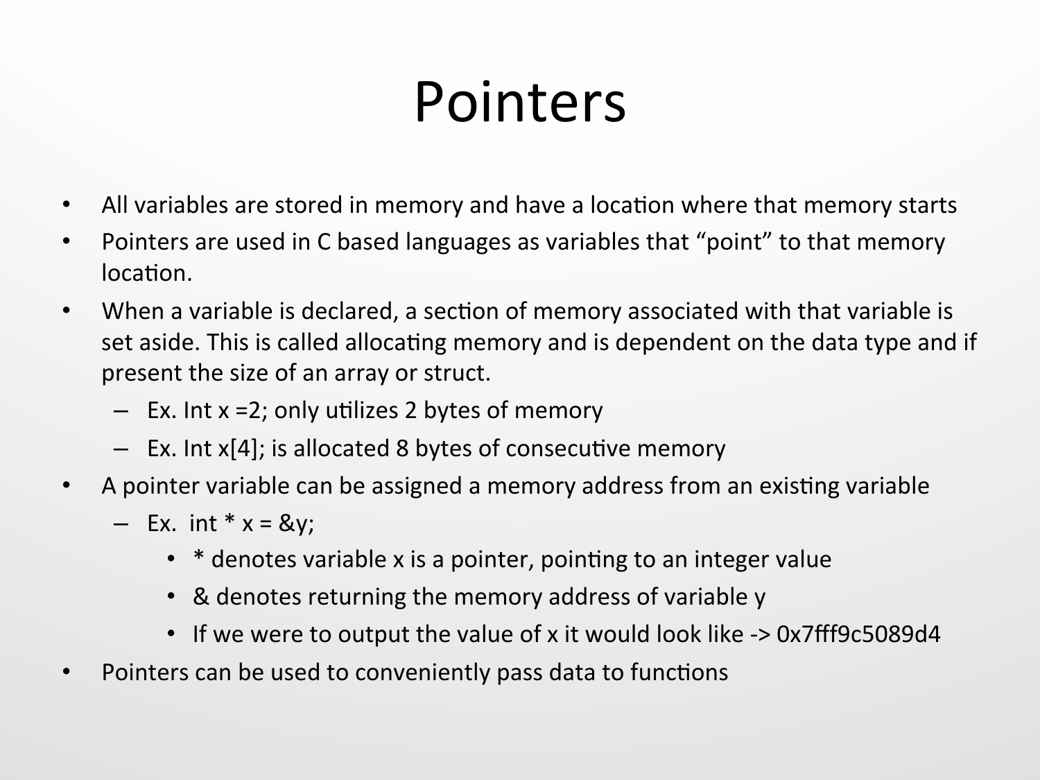# Pointers

- All variables are stored in memory and have a location where that memory starts
- Pointers are used in C based languages as variables that "point" to that memory location.
- When a variable is declared, a section of memory associated with that variable is set aside. This is called allocating memory and is dependent on the data type and if present the size of an array or struct.
  - Ex. Int x =2; only utilizes 2 bytes of memory
  - Ex. Int x[4]; is allocated 8 bytes of consecutive memory
- A pointer variable can be assigned a memory address from an existing variable
  - Ex. int * x = &y;
    - * denotes variable x is a pointer, pointing to an integer value
    - & denotes returning the memory address of variable y
    - If we were to output the value of x it would look like -> 0x7fff9c5089d4
- Pointers can be used to conveniently pass data to functions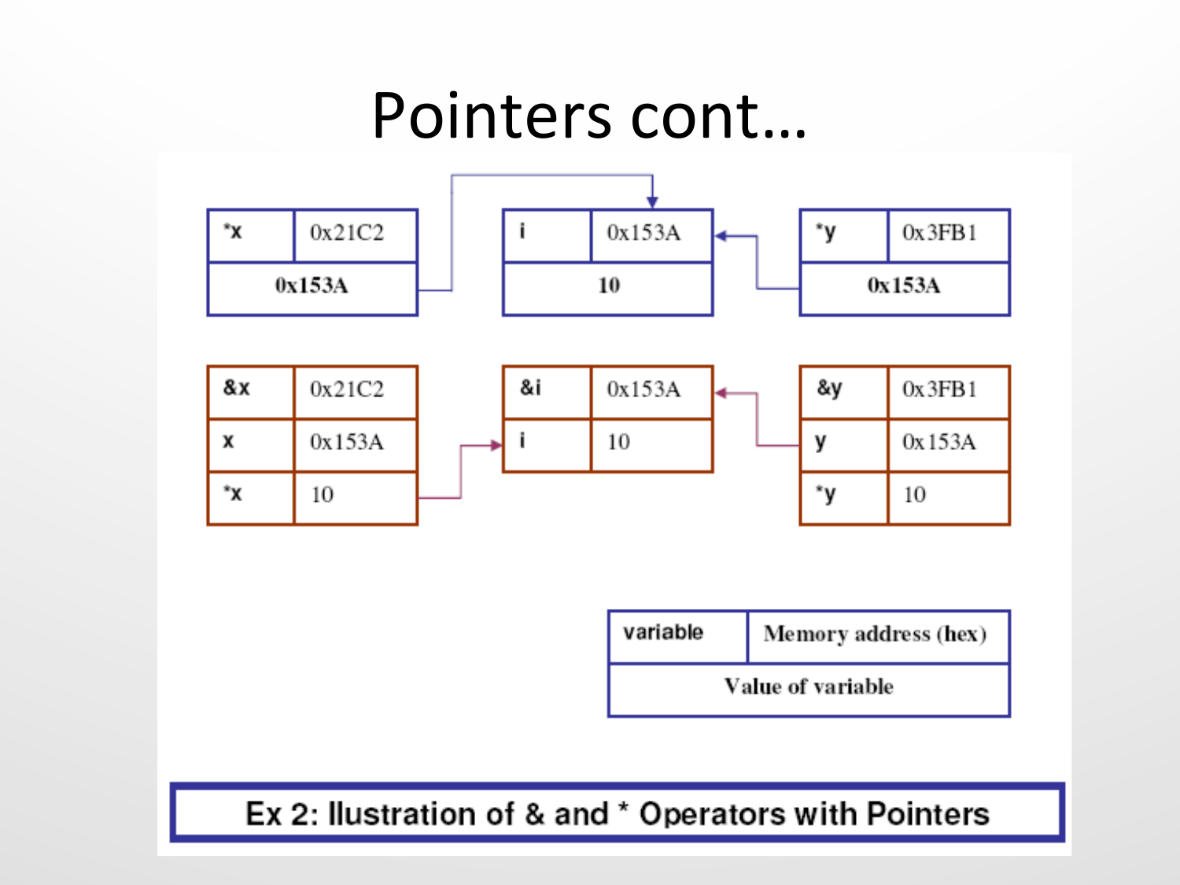# Pointers cont…

| *x | 0x21C2 |
|---|---|
| 0x153A | |

| i | 0x153A |
|---|---|
| 10 | |

| *y | 0x3FB1 |
|---|---|
| 0x153A | |

| &x | 0x21C2 |
|---|---|
| x | 0x153A |
| *x | 10 |

| &i | 0x153A |
|---|---|
| i | 10 |

| &y | 0x3FB1 |
|---|---|
| y | 0x153A |
| *y | 10 |

| variable | Memory address (hex) |
|---|---|
| Value of variable | |

Ex 2: Ilustration of & and * Operators with Pointers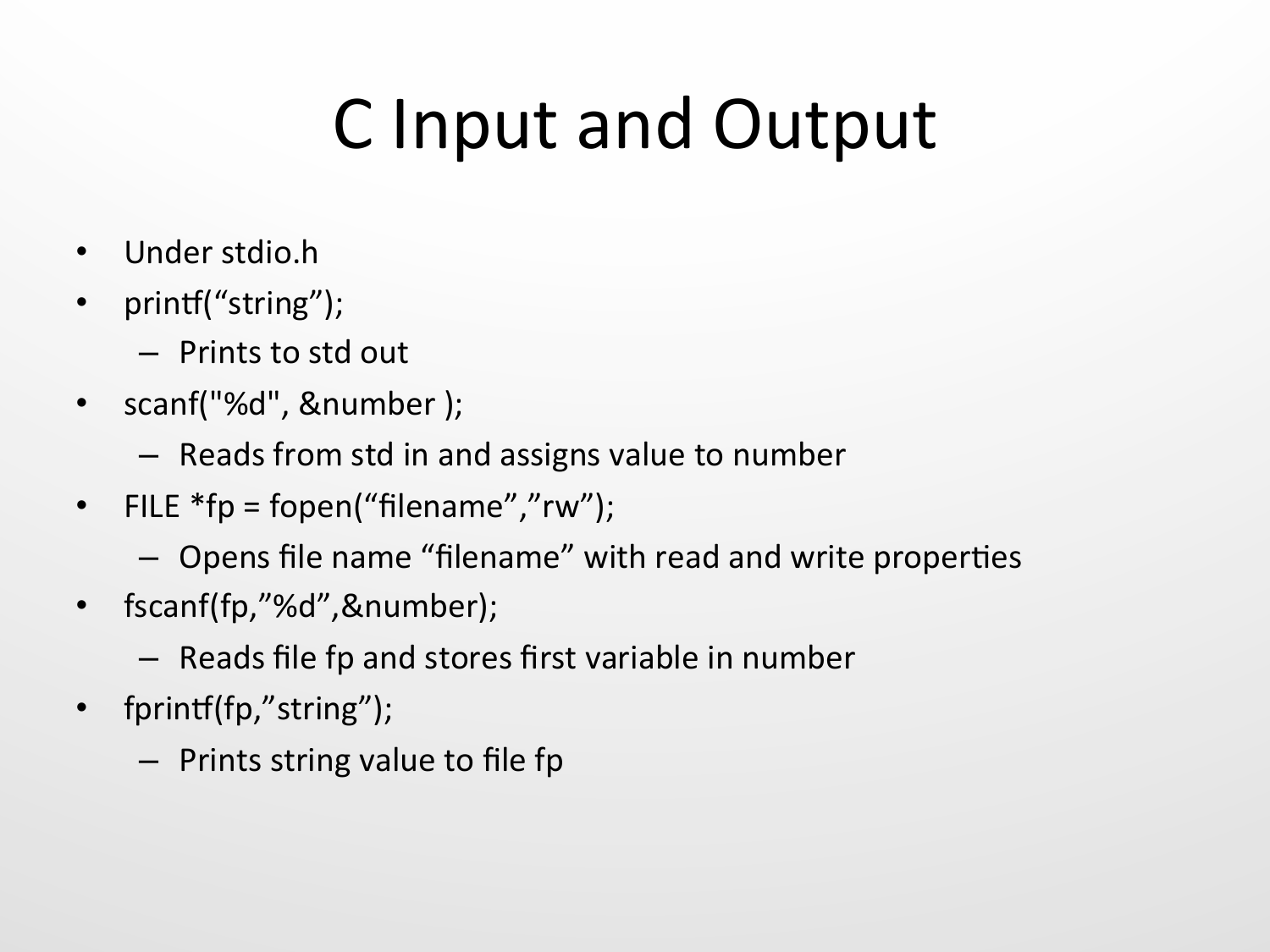# C Input and Output

- Under stdio.h
- printf(“string”);
  - Prints to std out
- scanf("%d", &number );
  - Reads from std in and assigns value to number
- FILE *fp = fopen(“filename”,”rw”);
  - Opens file name “filename” with read and write properties
- fscanf(fp,”%d”,&number);
  - Reads file fp and stores first variable in number
- fprintf(fp,”string”);
  - Prints string value to file fp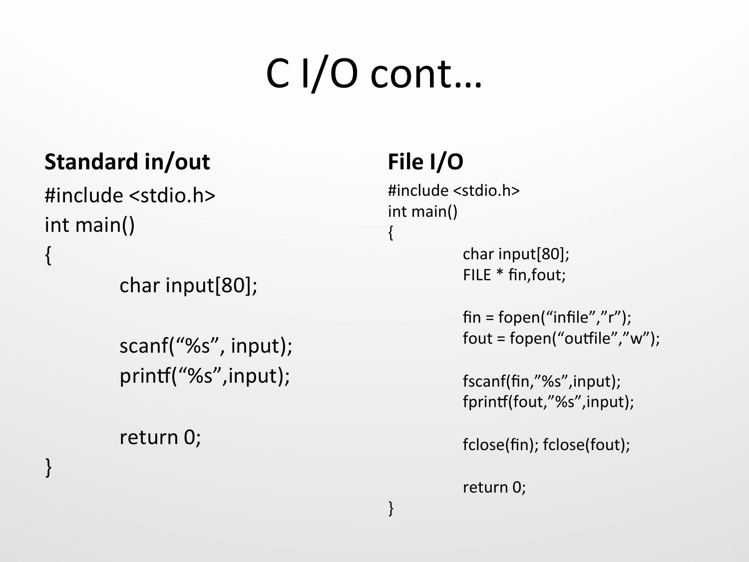# C I/O cont…

## Standard in/out

```
#include <stdio.h>
int main()
{
        char input[80];

        scanf("%s", input);
        printf("%s",input);

        return 0;
}
```

## File I/O

```
#include <stdio.h>
int main()
{
        char input[80];
        FILE * fin,fout;

        fin = fopen("infile","r");
        fout = fopen("outfile","w");

        fscanf(fin,"%s",input);
        fprintf(fout,"%s",input);

        fclose(fin); fclose(fout);

        return 0;
}
```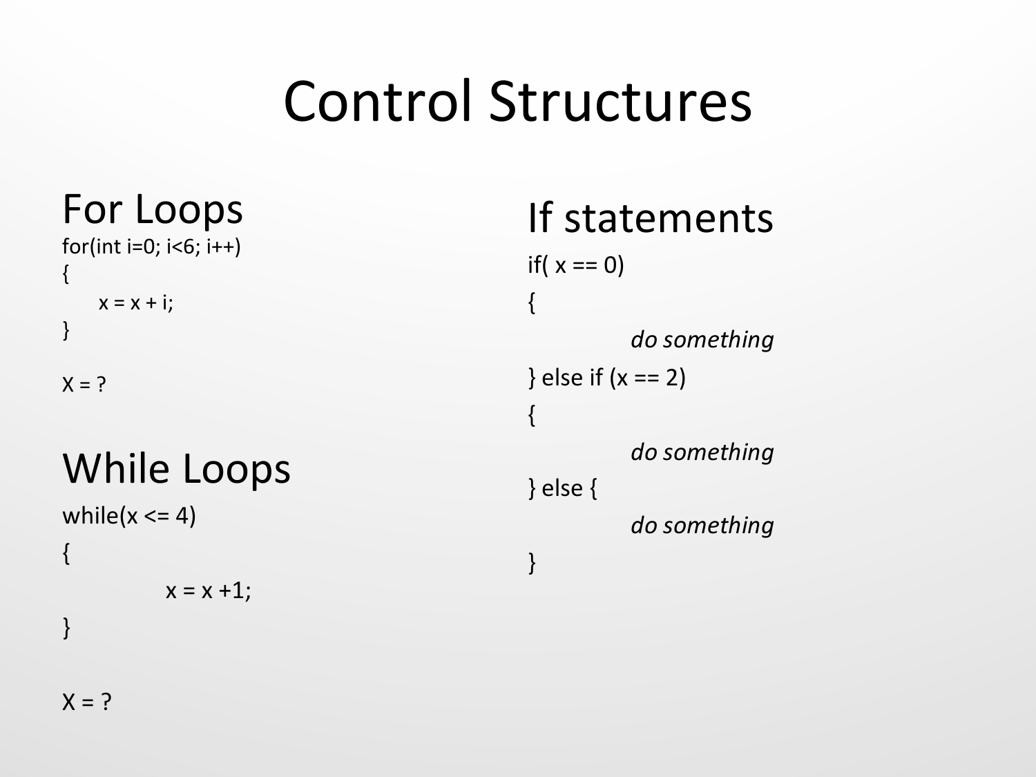# Control Structures

## For Loops

```
for(int i=0; i<6; i++)
{
    x = x + i;
}

X = ?
```

## While Loops

```
while(x <= 4)
{
        x = x +1;
}

X = ?
```

## If statements

```
if( x == 0)
{
        do something
} else if (x == 2)
{
        do something
} else {
        do something
}
```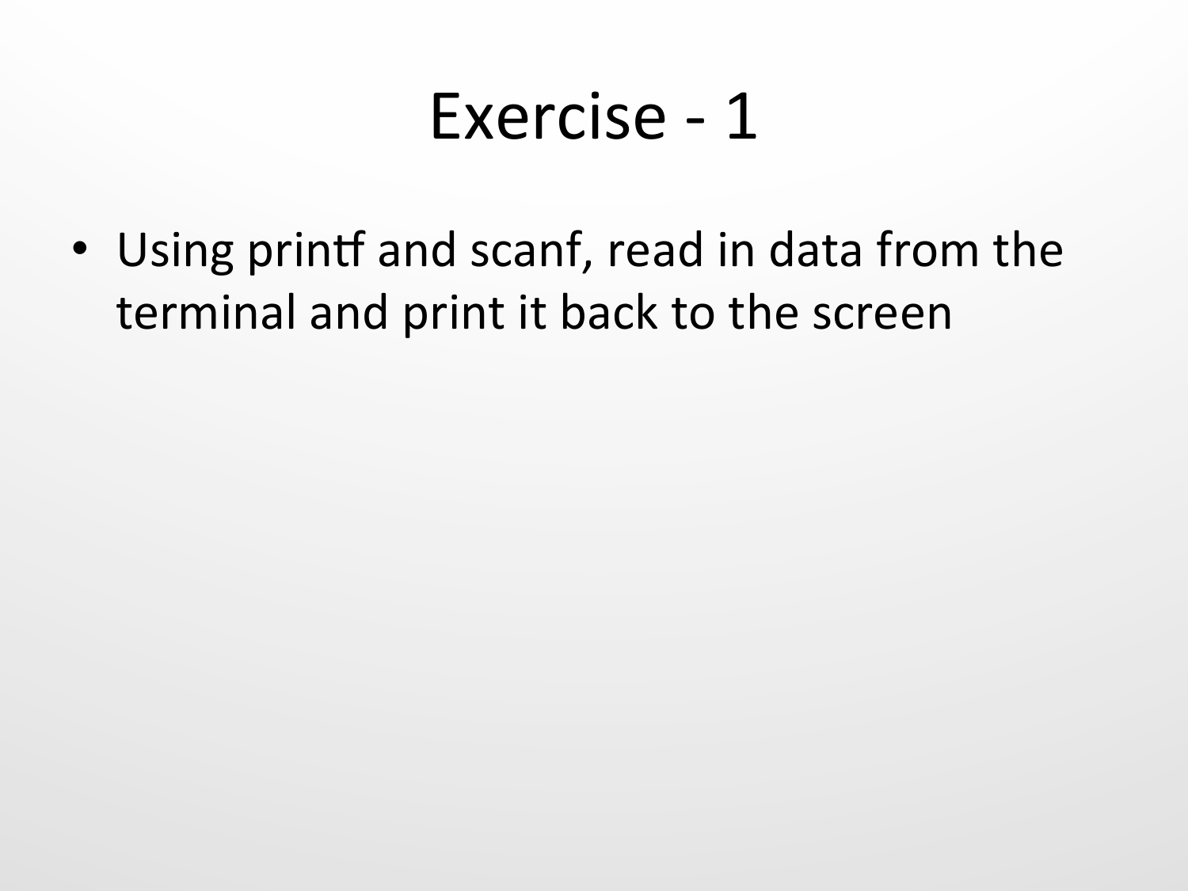# Exercise - 1

- Using printf and scanf, read in data from the terminal and print it back to the screen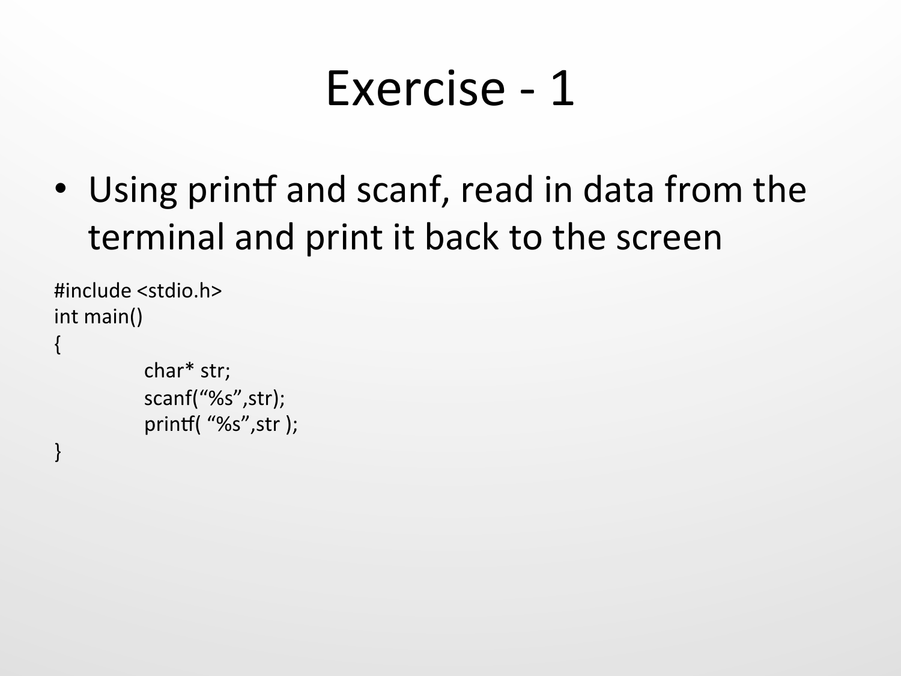# Exercise - 1

- Using printf and scanf, read in data from the terminal and print it back to the screen

```
#include <stdio.h>
int main()
{
        char* str;
        scanf("%s",str);
        printf( "%s",str );
}
```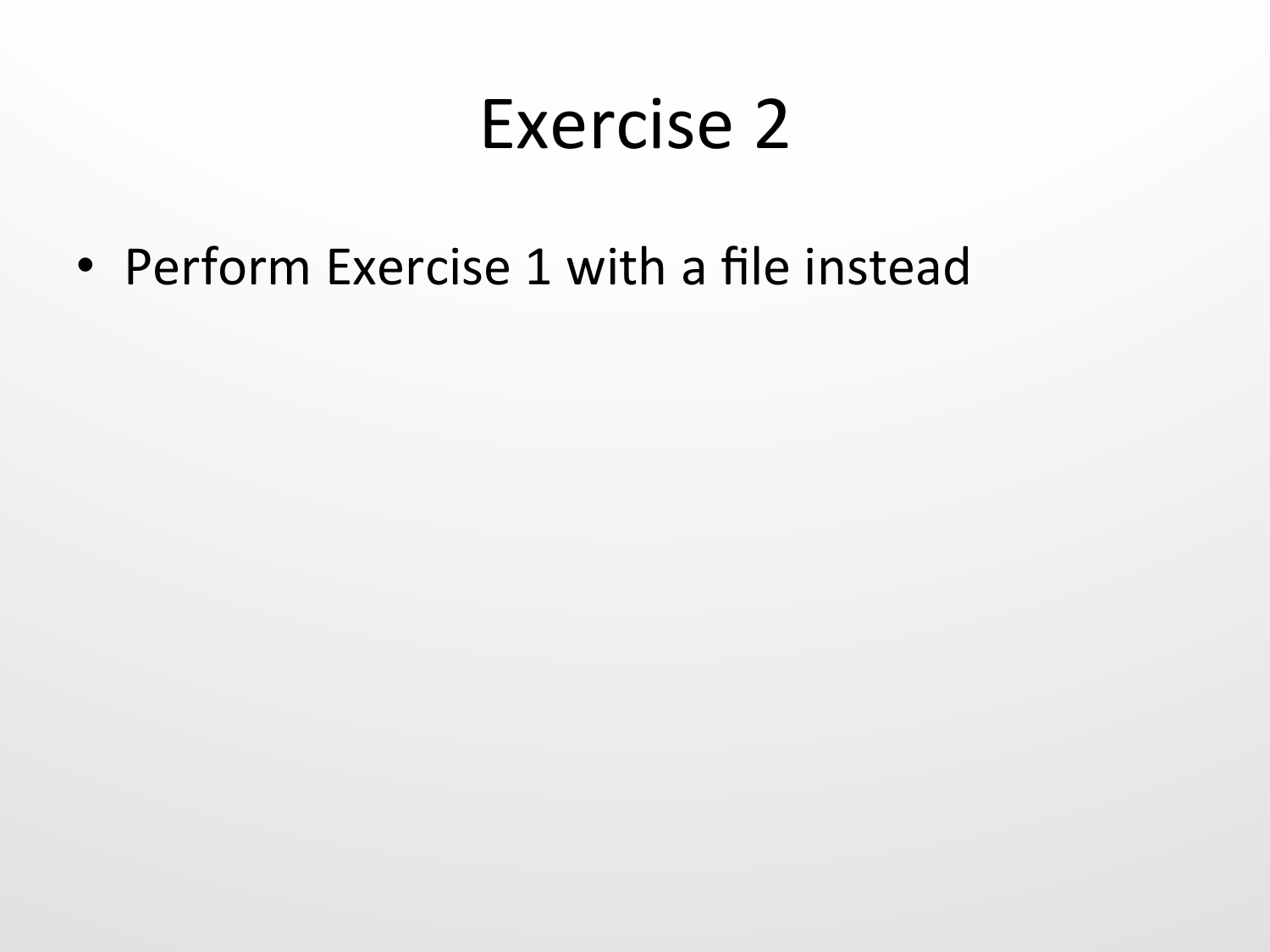# Exercise 2

- Perform Exercise 1 with a file instead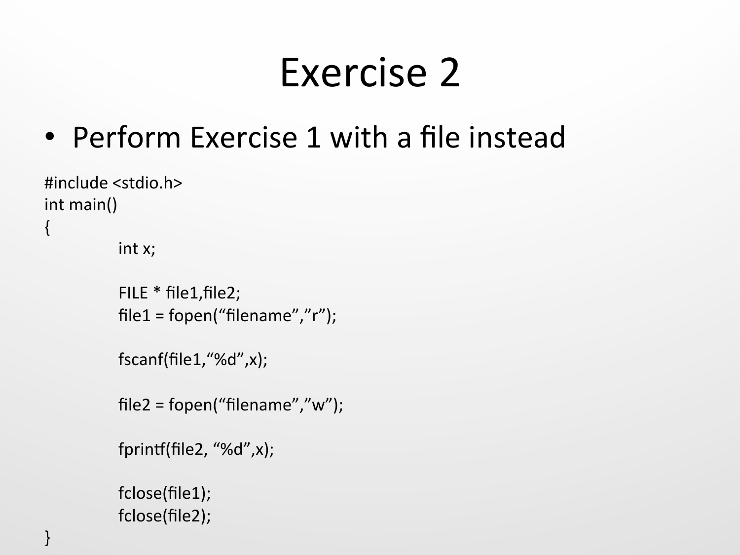# Exercise 2

- Perform Exercise 1 with a file instead

```
#include <stdio.h>
int main()
{
	int x;

	FILE * file1,file2;
	file1 = fopen("filename","r");

	fscanf(file1,"%d",x);

	file2 = fopen("filename","w");

	fprintf(file2, "%d",x);

	fclose(file1);
	fclose(file2);
}
```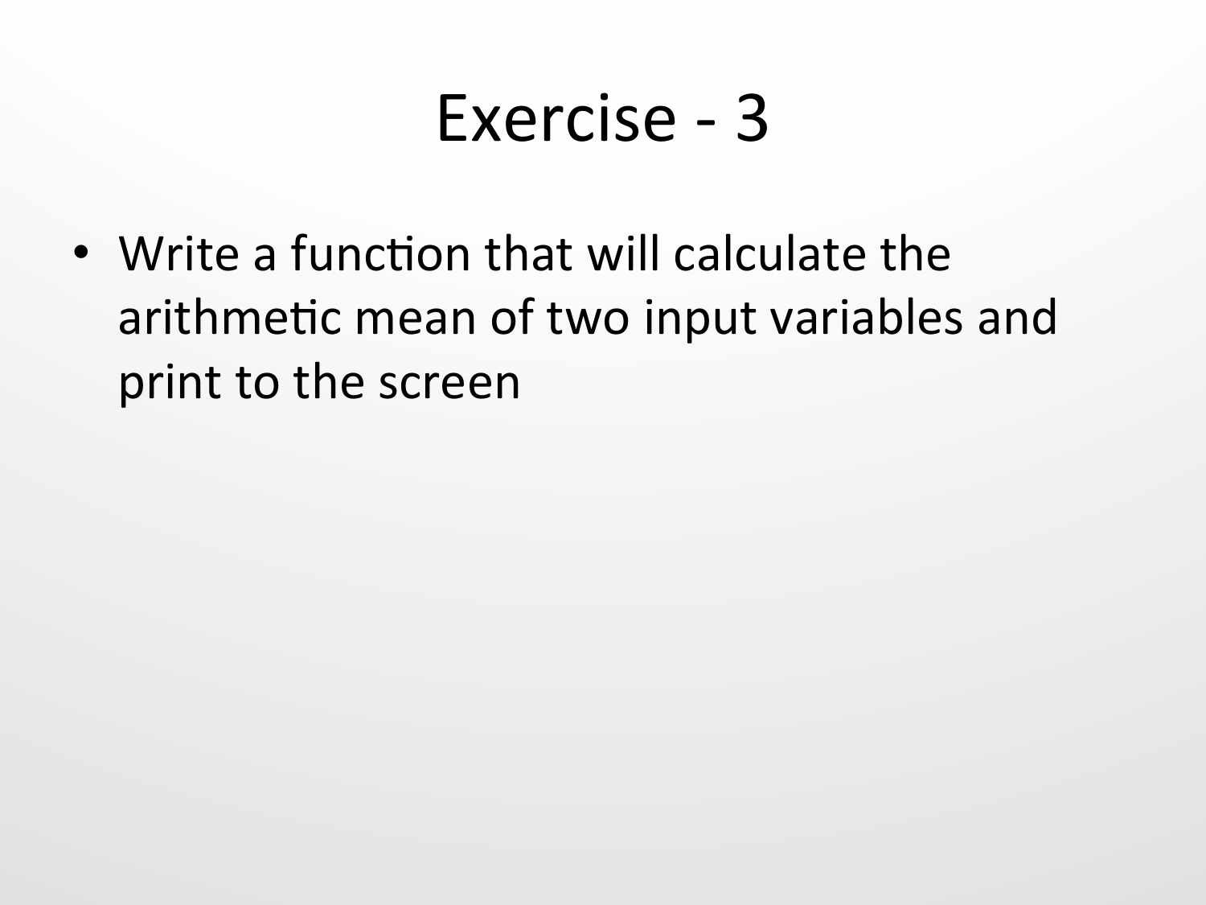# Exercise - 3

- Write a function that will calculate the arithmetic mean of two input variables and print to the screen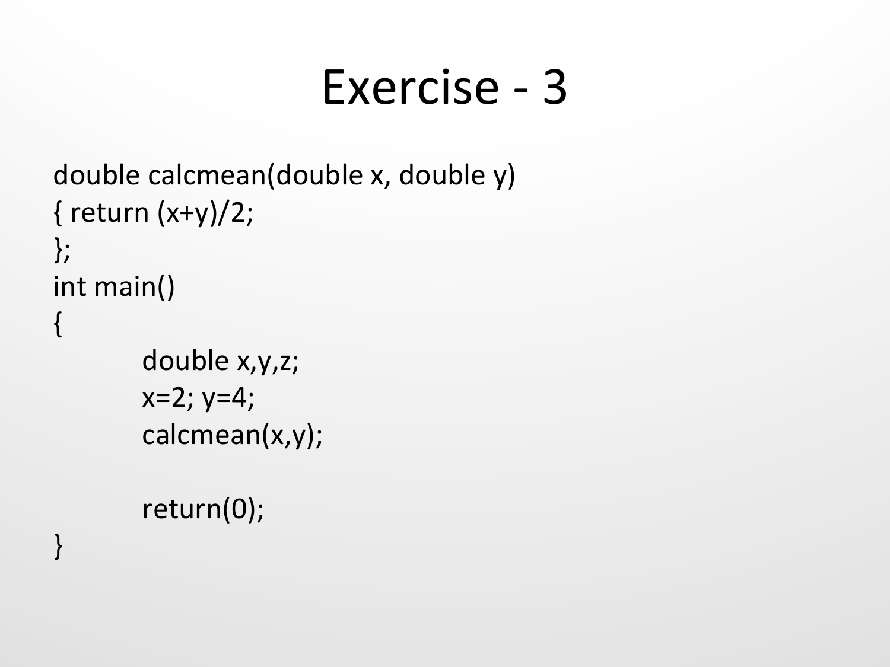# Exercise - 3

```
double calcmean(double x, double y)
{ return (x+y)/2;
};
int main()
{
        double x,y,z;
        x=2; y=4;
        calcmean(x,y);

        return(0);
}
```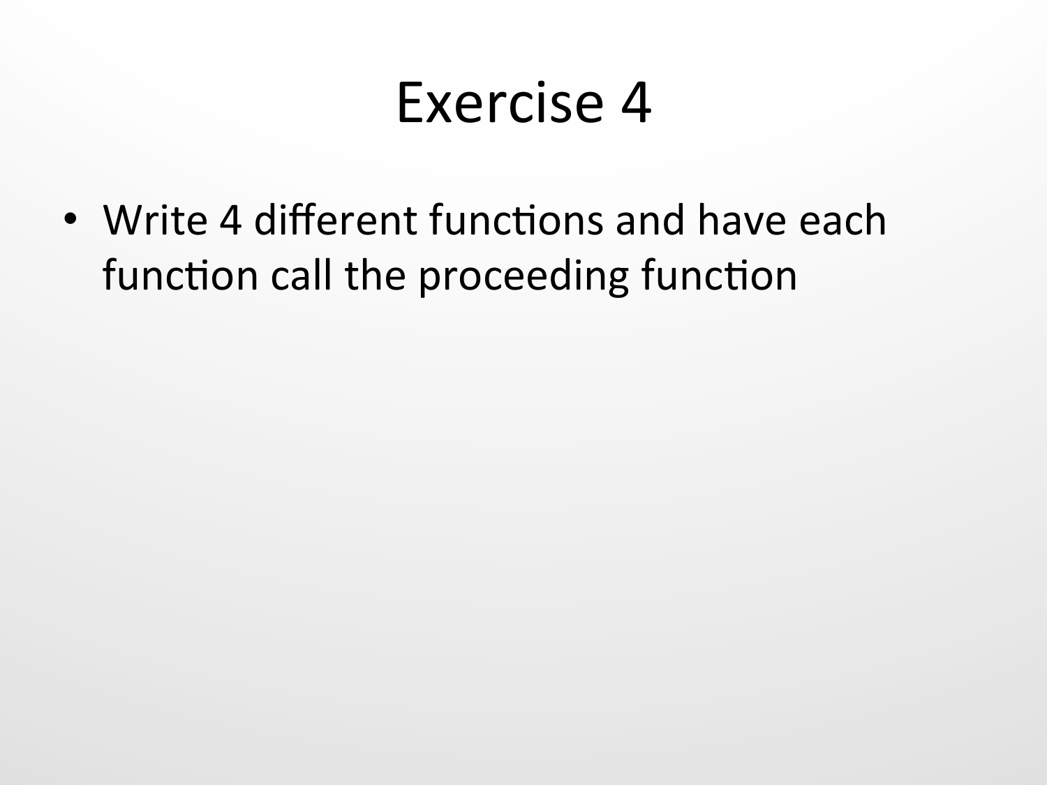# Exercise 4

- Write 4 different functions and have each function call the proceeding function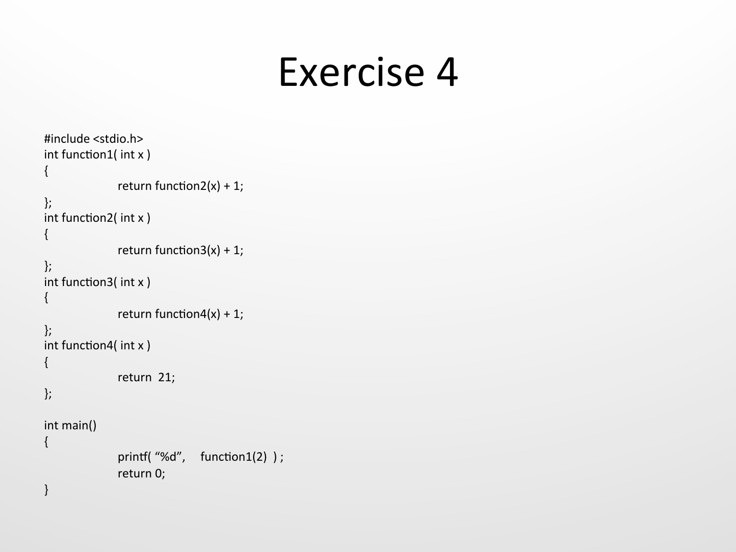# Exercise 4

```
#include <stdio.h>
int function1( int x )
{
        return function2(x) + 1;
};
int function2( int x )
{
        return function3(x) + 1;
};
int function3( int x )
{
        return function4(x) + 1;
};
int function4( int x )
{
        return  21;
};

int main()
{
        printf( "%d",    function1(2)  ) ;
        return 0;
}
```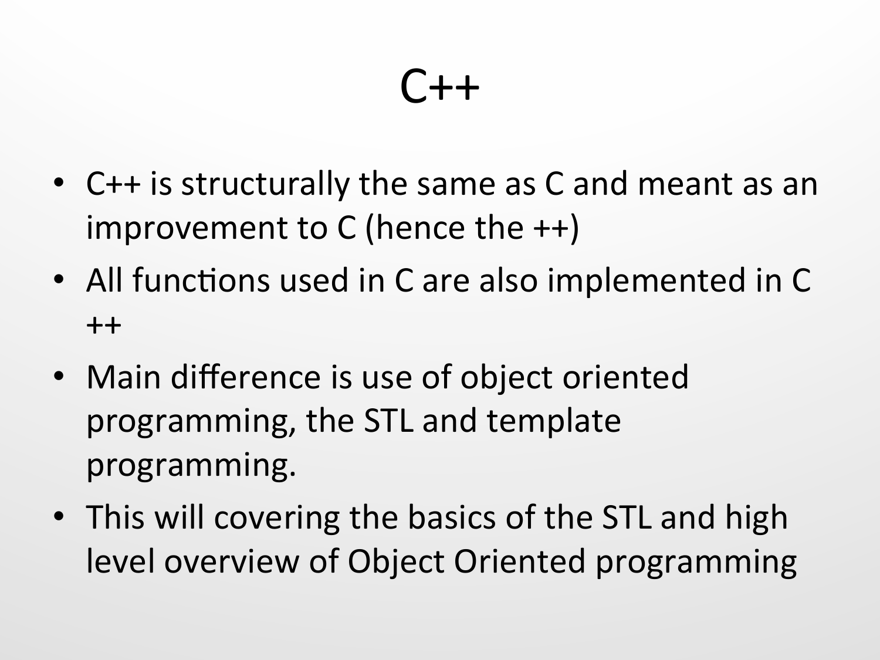# C++

- C++ is structurally the same as C and meant as an improvement to C (hence the ++)
- All functions used in C are also implemented in C ++
- Main difference is use of object oriented programming, the STL and template programming.
- This will covering the basics of the STL and high level overview of Object Oriented programming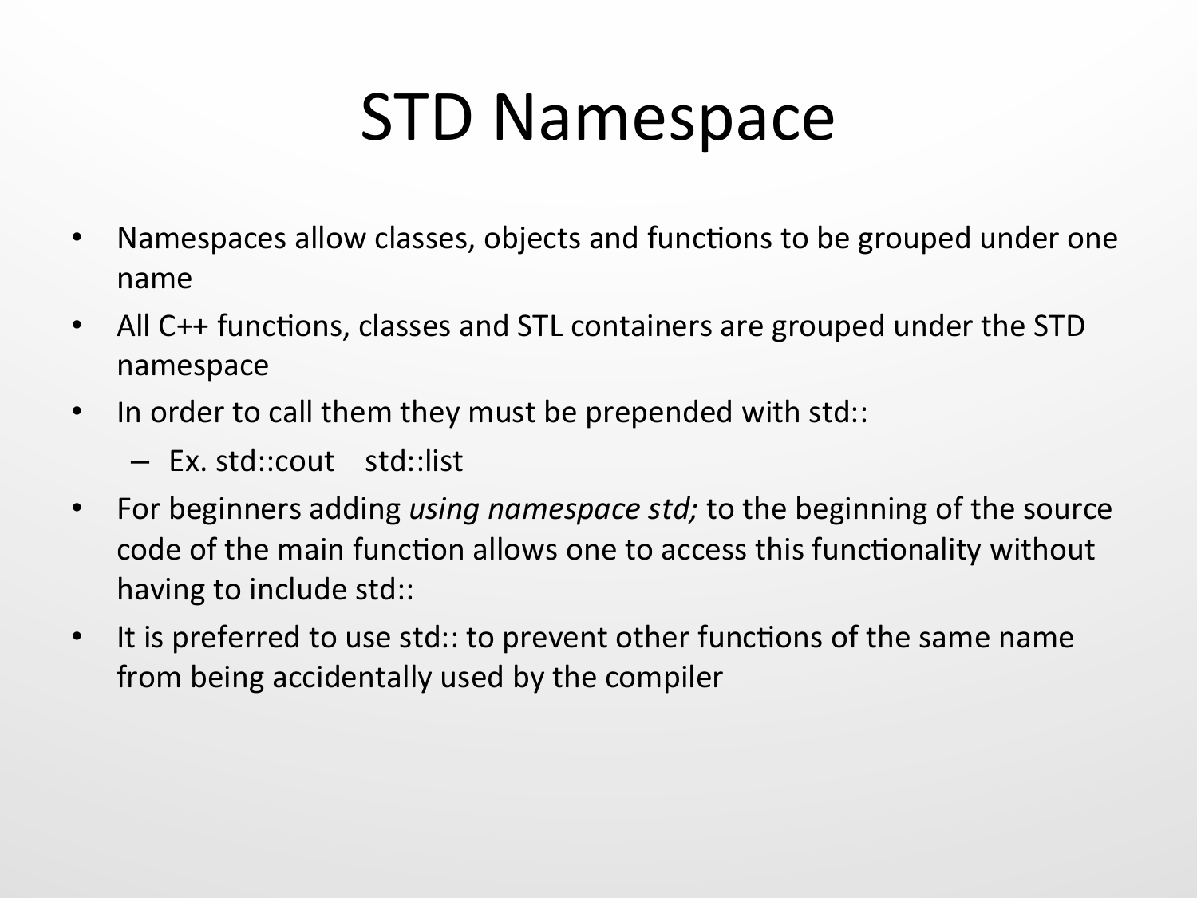# STD Namespace

- Namespaces allow classes, objects and functions to be grouped under one name
- All C++ functions, classes and STL containers are grouped under the STD namespace
- In order to call them they must be prepended with std::
  - Ex. std::cout    std::list
- For beginners adding *using namespace std;* to the beginning of the source code of the main function allows one to access this functionality without having to include std::
- It is preferred to use std:: to prevent other functions of the same name from being accidentally used by the compiler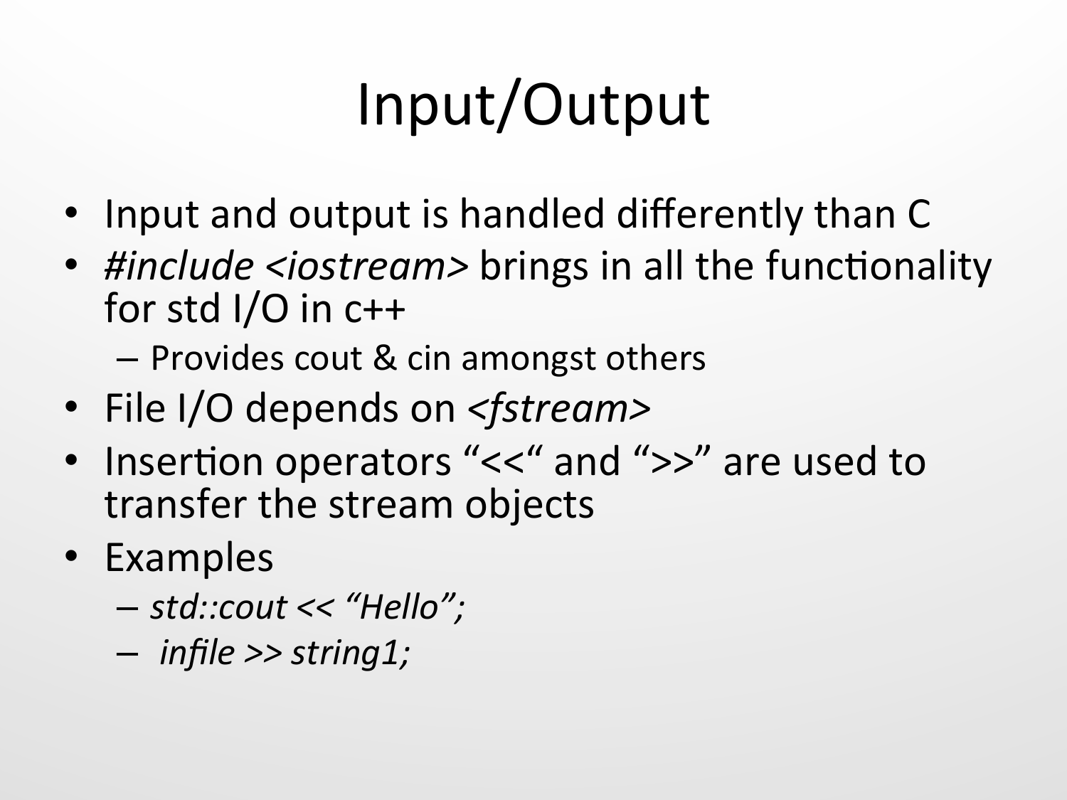# Input/Output

- Input and output is handled differently than C
- *#include <iostream>* brings in all the functionality for std I/O in c++
  - Provides cout & cin amongst others
- File I/O depends on *<fstream>*
- Insertion operators “<<“ and “>>” are used to transfer the stream objects
- Examples
  - *std::cout << “Hello”;*
  - *infile >> string1;*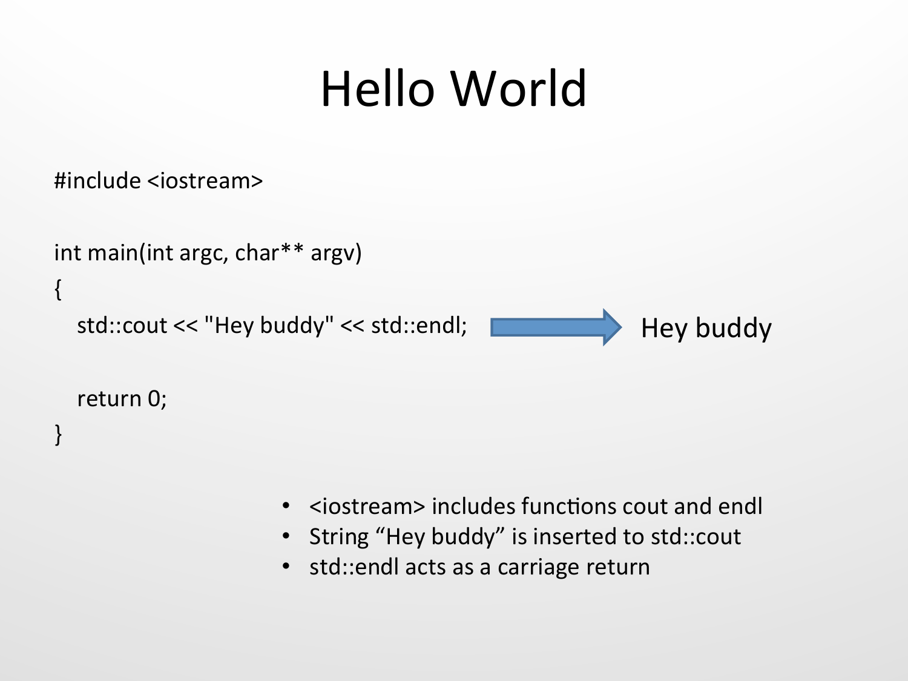# Hello World

```
#include <iostream>

int main(int argc, char** argv)
{
   std::cout << "Hey buddy" << std::endl;

   return 0;
}
```

Hey buddy

- <iostream> includes functions cout and endl
- String "Hey buddy" is inserted to std::cout
- std::endl acts as a carriage return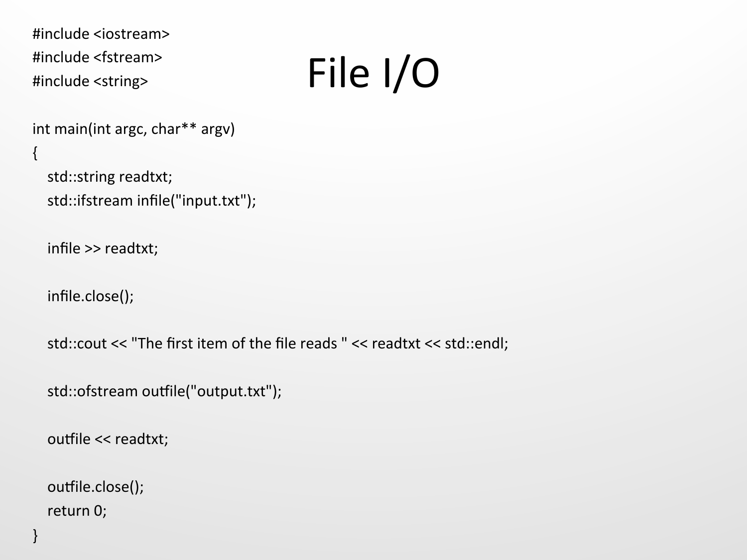# File I/O

```
#include <iostream>
#include <fstream>
#include <string>

int main(int argc, char** argv)
{
   std::string readtxt;
   std::ifstream infile("input.txt");

   infile >> readtxt;

   infile.close();

   std::cout << "The first item of the file reads " << readtxt << std::endl;

   std::ofstream outfile("output.txt");

   outfile << readtxt;

   outfile.close();
   return 0;
}
```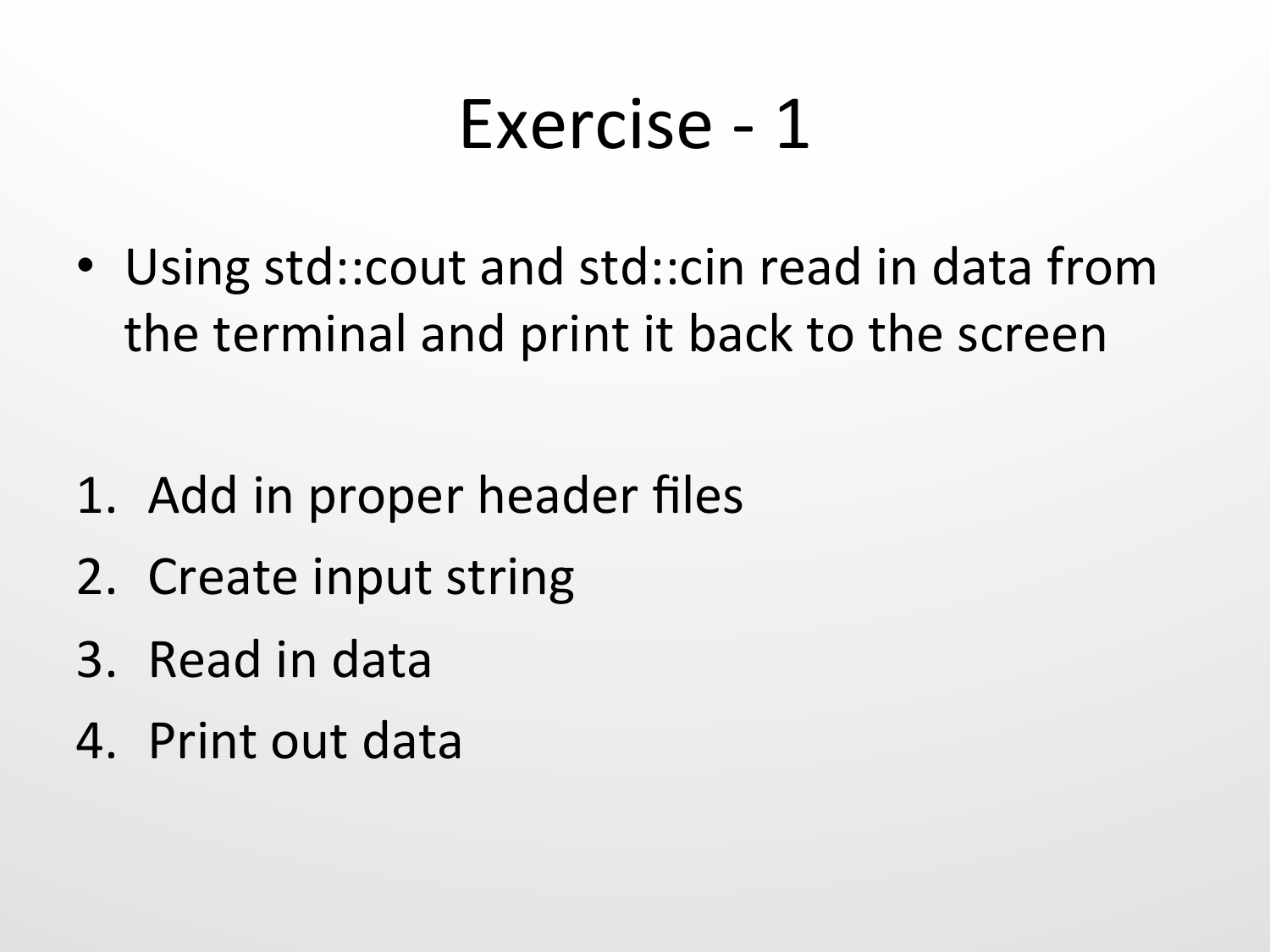# Exercise - 1

- Using std::cout and std::cin read in data from the terminal and print it back to the screen

1. Add in proper header files
2. Create input string
3. Read in data
4. Print out data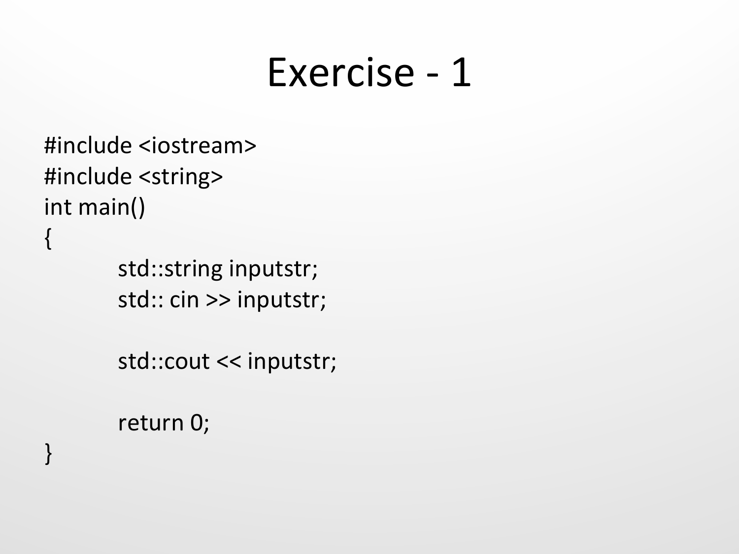# Exercise - 1

```
#include <iostream>
#include <string>
int main()
{
        std::string inputstr;
        std:: cin >> inputstr;

        std::cout << inputstr;

        return 0;
}
```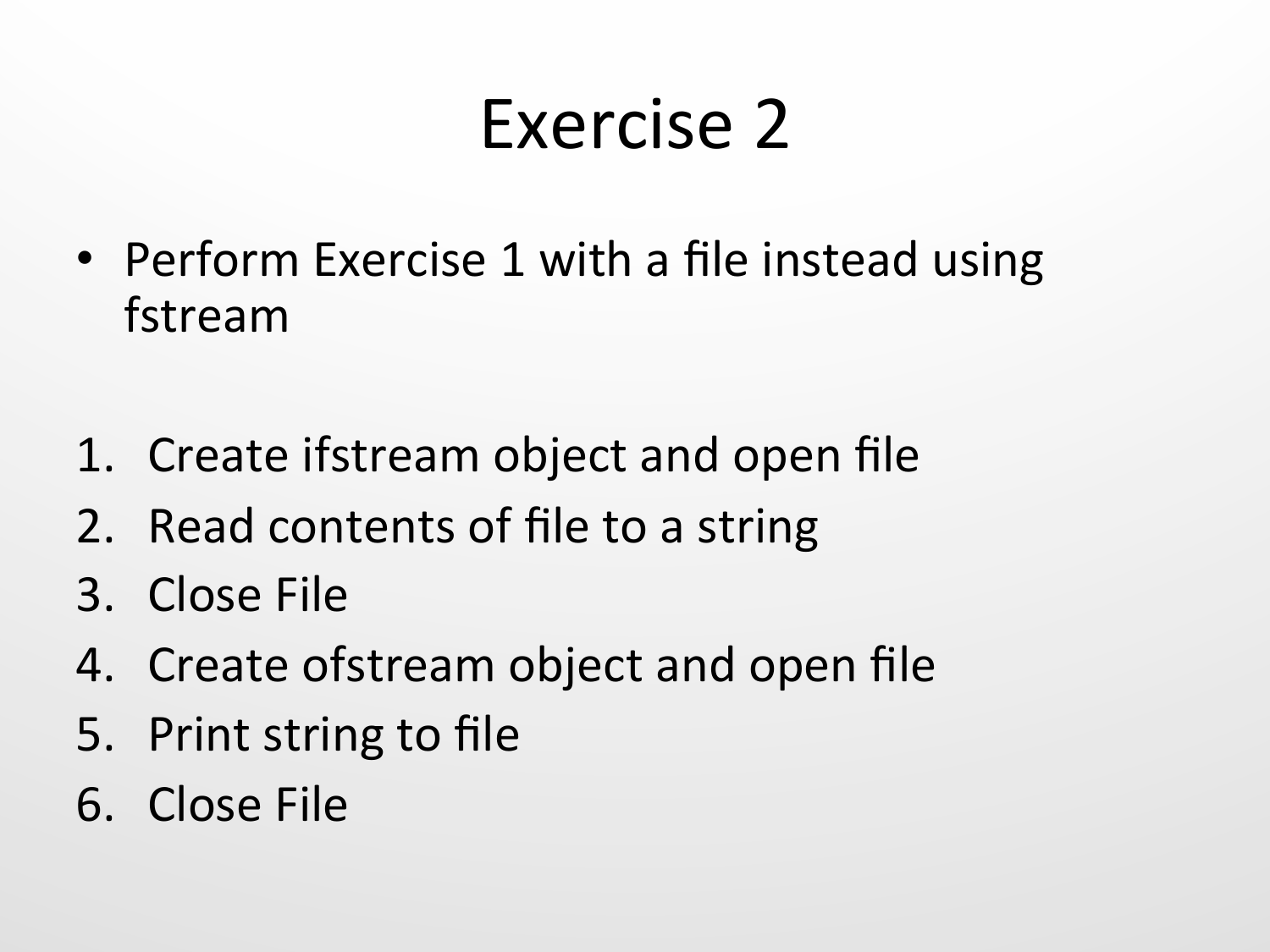# Exercise 2

- Perform Exercise 1 with a file instead using fstream

1. Create ifstream object and open file
2. Read contents of file to a string
3. Close File
4. Create ofstream object and open file
5. Print string to file
6. Close File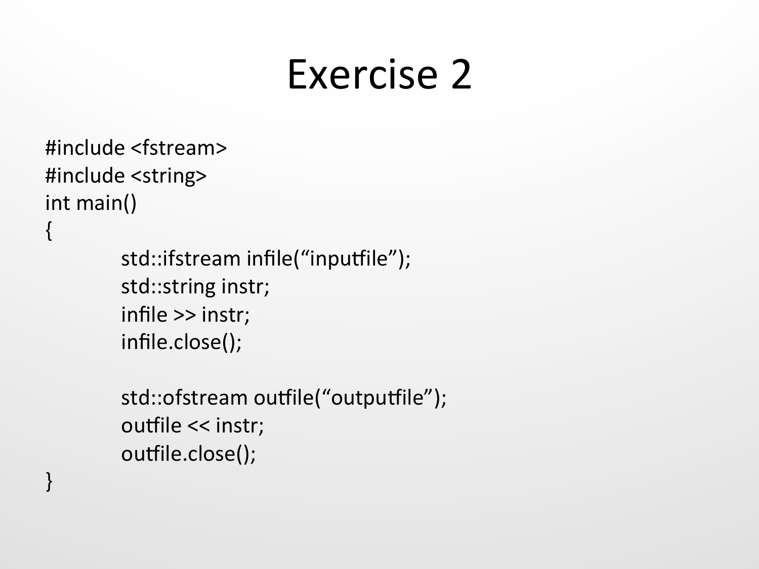# Exercise 2

```
#include <fstream>
#include <string>
int main()
{
        std::ifstream infile(“inputfile”);
        std::string instr;
        infile >> instr;
        infile.close();

        std::ofstream outfile(“outputfile”);
        outfile << instr;
        outfile.close();
}
```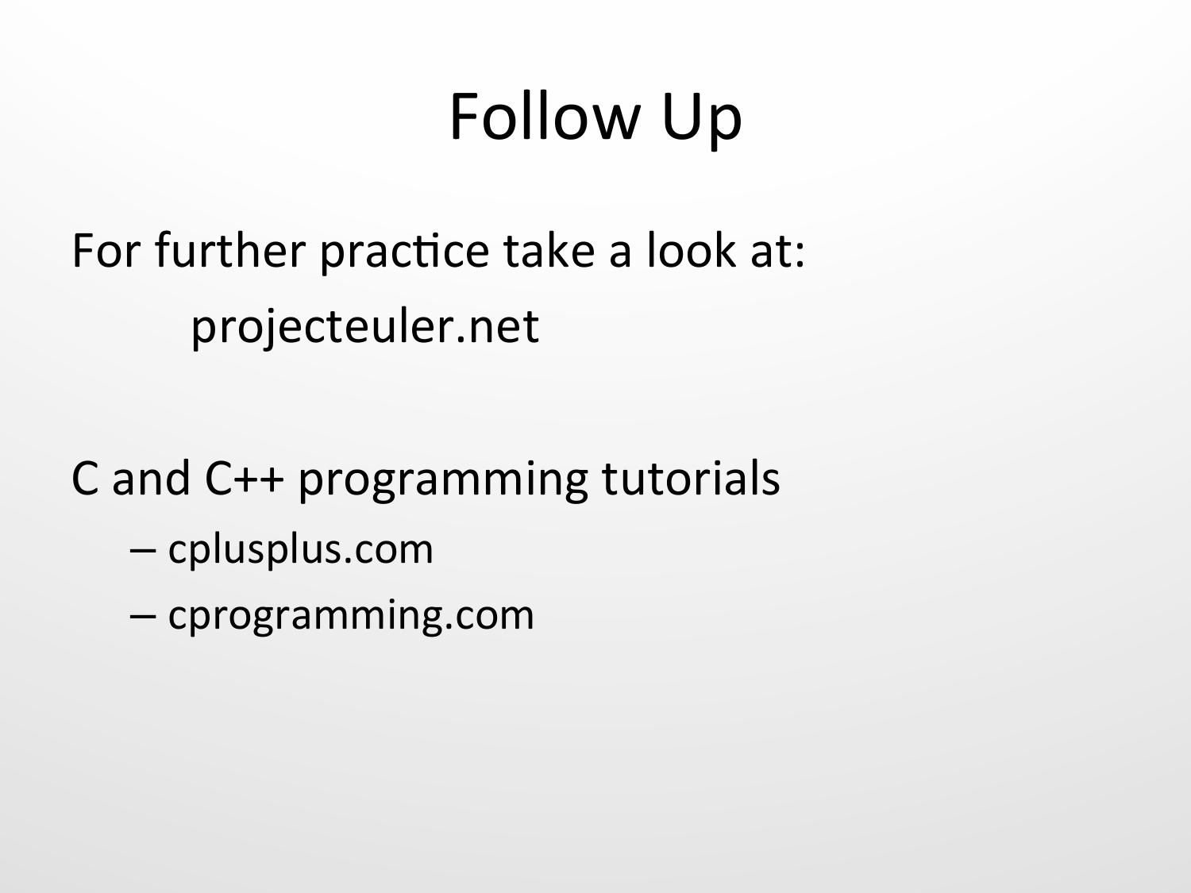# Follow Up

For further practice take a look at:

projecteuler.net

C and C++ programming tutorials

- cplusplus.com
- cprogramming.com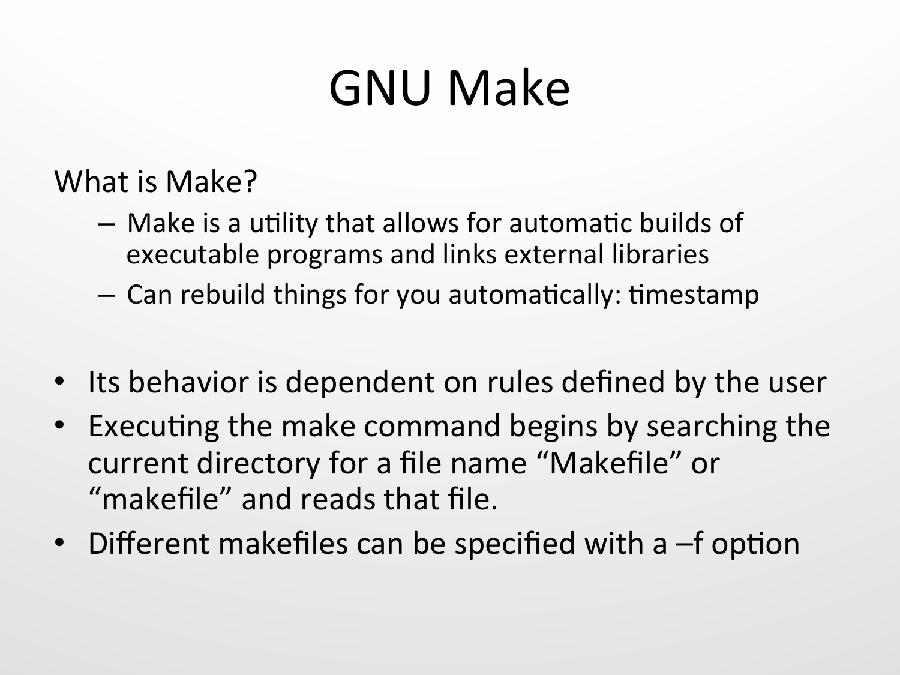# GNU Make

What is Make?

- Make is a utility that allows for automatic builds of executable programs and links external libraries
- Can rebuild things for you automatically: timestamp

- Its behavior is dependent on rules defined by the user
- Executing the make command begins by searching the current directory for a file name "Makefile" or "makefile" and reads that file.
- Different makefiles can be specified with a –f option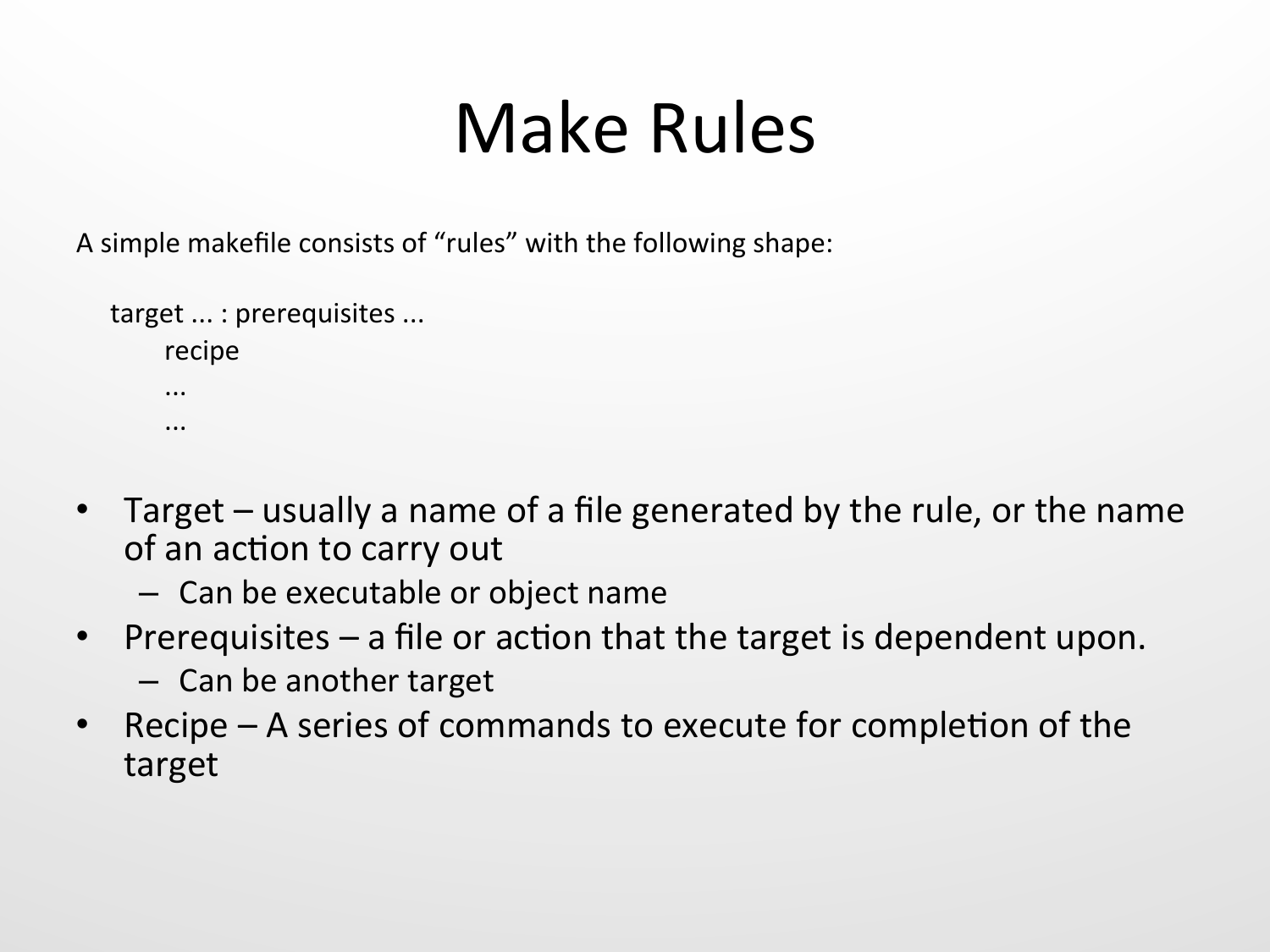# Make Rules

A simple makefile consists of "rules" with the following shape:

```
target ... : prerequisites ...
        recipe
        ...
        ...
```

- Target – usually a name of a file generated by the rule, or the name of an action to carry out
  - Can be executable or object name
- Prerequisites – a file or action that the target is dependent upon.
  - Can be another target
- Recipe – A series of commands to execute for completion of the target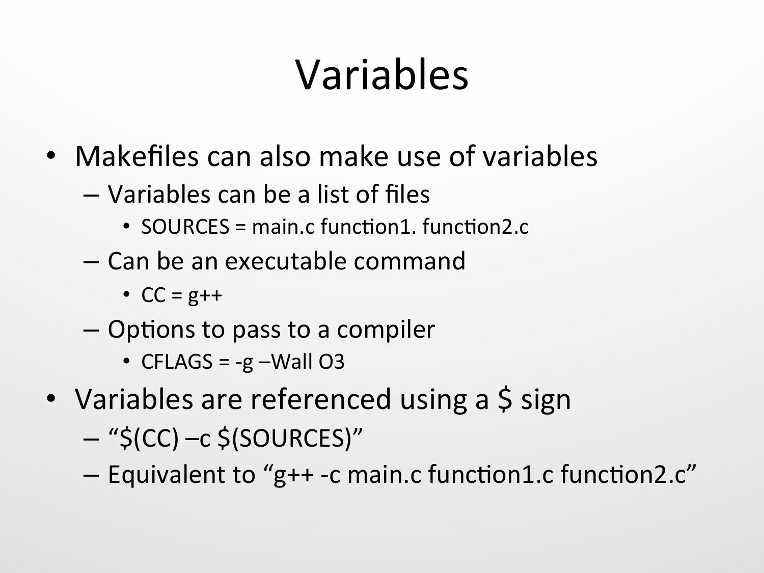# Variables

- Makefiles can also make use of variables
  - Variables can be a list of files
    - SOURCES = main.c function1. function2.c
  - Can be an executable command
    - CC = g++
  - Options to pass to a compiler
    - CFLAGS = -g –Wall O3
- Variables are referenced using a $ sign
  - "$(CC) –c $(SOURCES)"
  - Equivalent to "g++ -c main.c function1.c function2.c"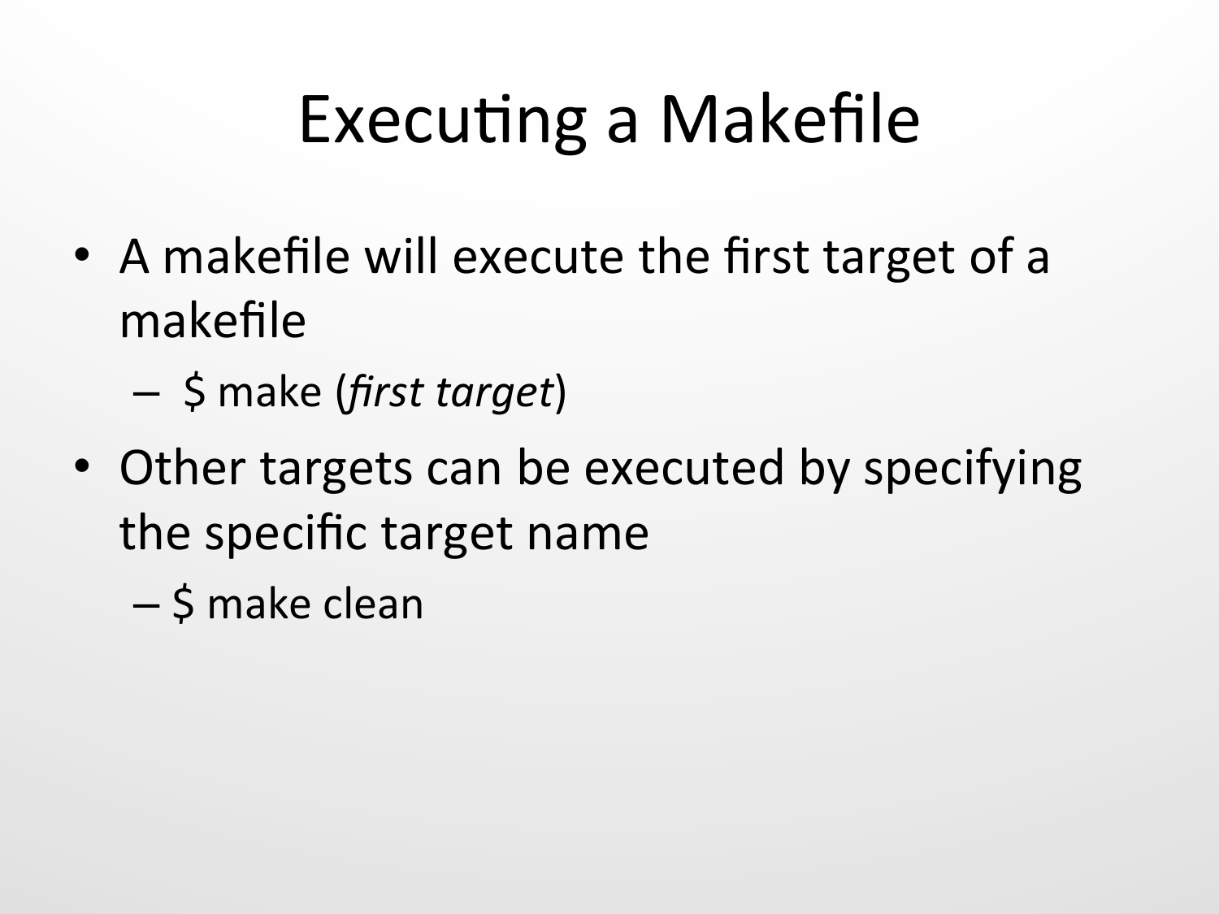# Executing a Makefile

- A makefile will execute the first target of a makefile
  - $ make (*first target*)
- Other targets can be executed by specifying the specific target name
  - $ make clean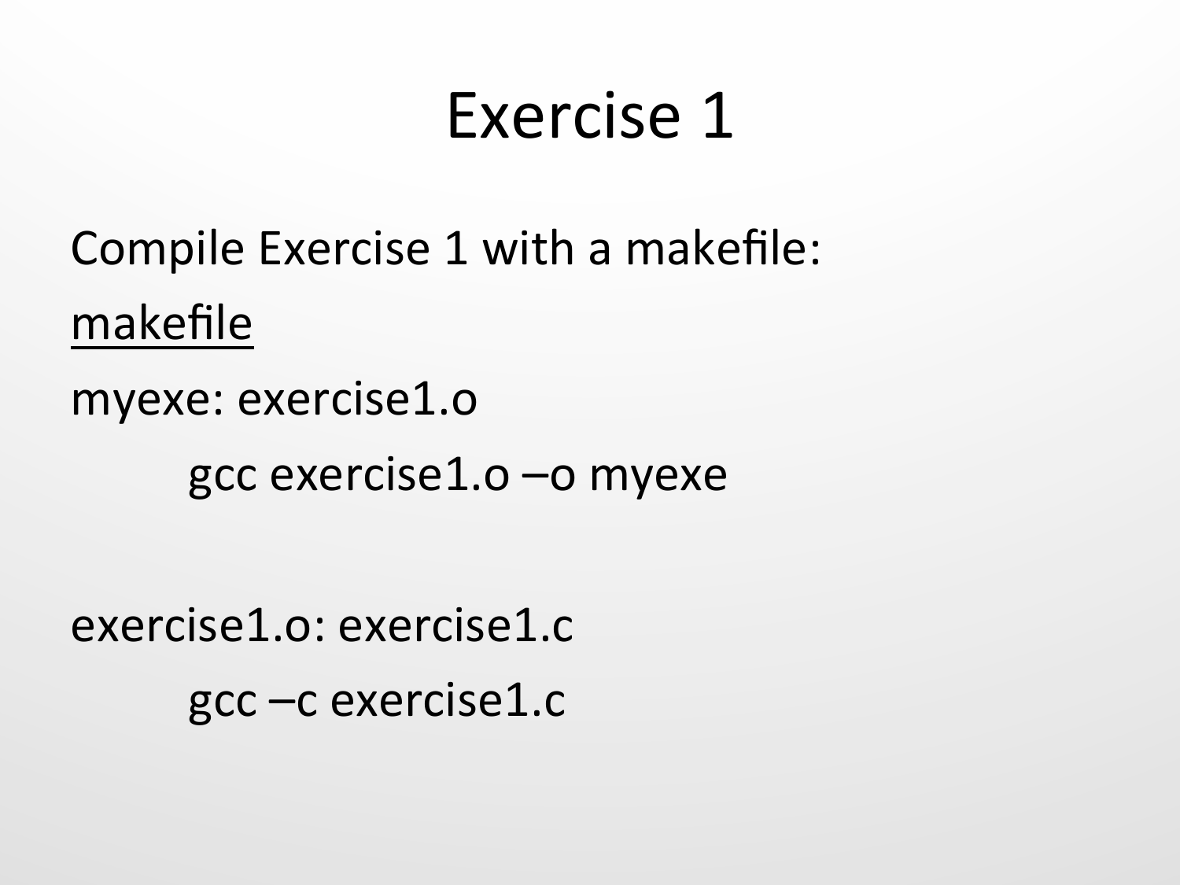# Exercise 1

Compile Exercise 1 with a makefile:

<u>makefile</u>

```
myexe: exercise1.o
	gcc exercise1.o –o myexe

exercise1.o: exercise1.c
	gcc –c exercise1.c
```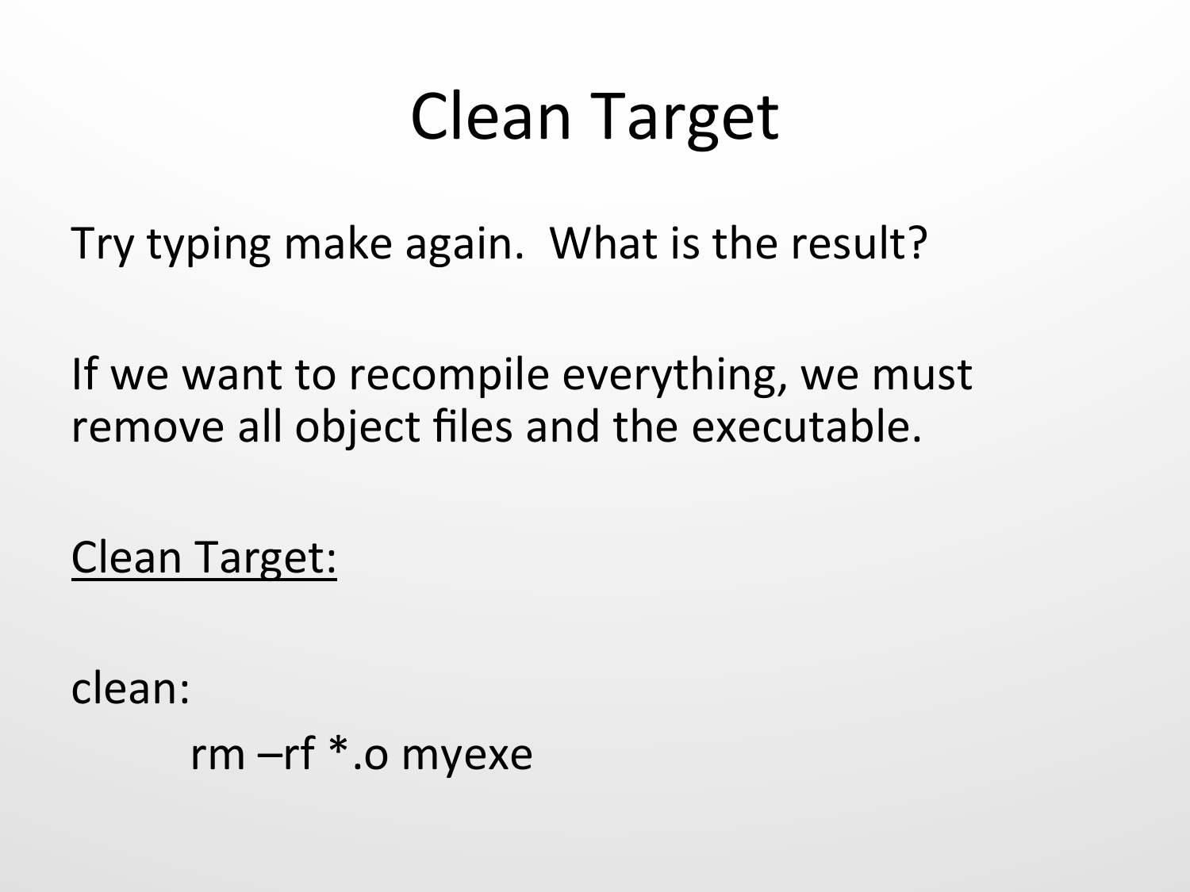# Clean Target

Try typing make again. What is the result?

If we want to recompile everything, we must remove all object files and the executable.

<u>Clean Target:</u>

```
clean:
	rm –rf *.o myexe
```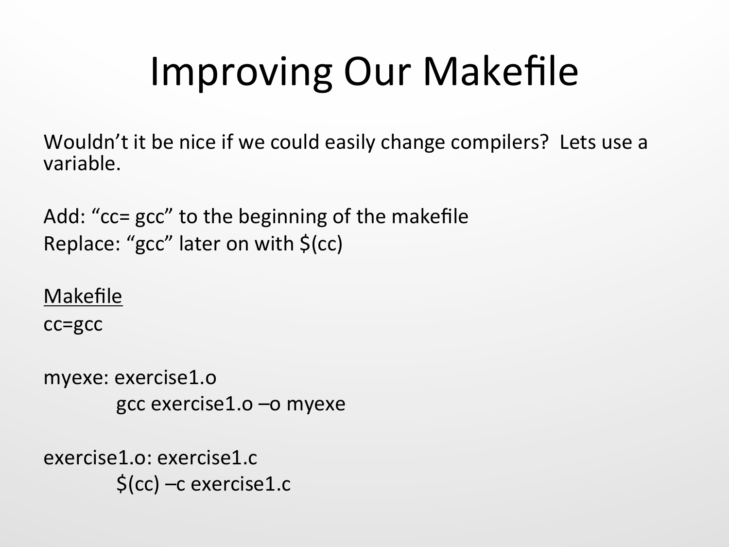# Improving Our Makefile

Wouldn't it be nice if we could easily change compilers? Lets use a variable.

Add: "cc= gcc" to the beginning of the makefile
Replace: "gcc" later on with $(cc)

Makefile

```
cc=gcc

myexe: exercise1.o
	gcc exercise1.o –o myexe

exercise1.o: exercise1.c
	$(cc) –c exercise1.c
```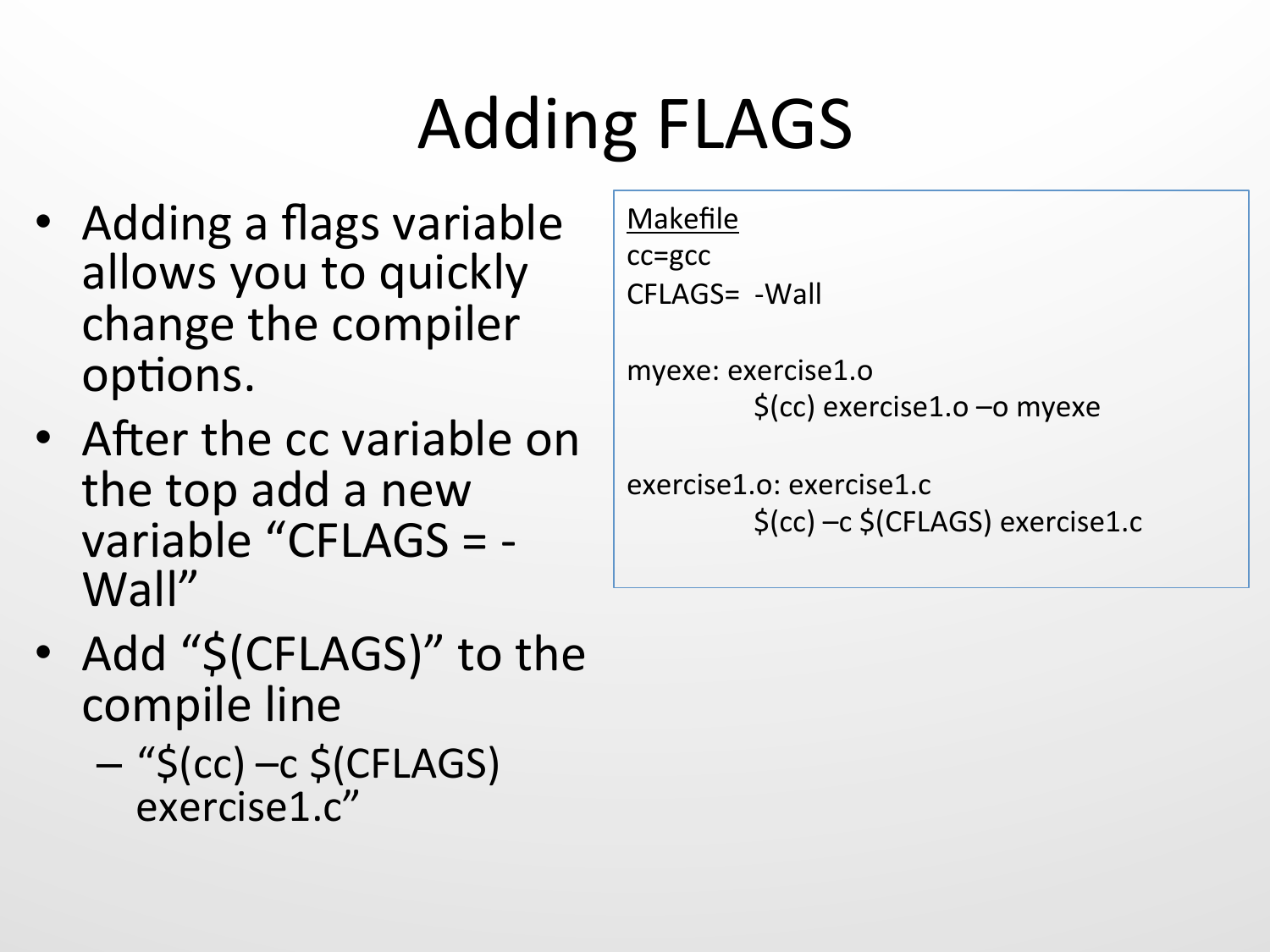# Adding FLAGS

- Adding a flags variable allows you to quickly change the compiler options.
- After the cc variable on the top add a new variable “CFLAGS = -Wall”
- Add “$(CFLAGS)” to the compile line
  - “$(cc) –c $(CFLAGS) exercise1.c”

<u>Makefile</u>

```
cc=gcc
CFLAGS=  -Wall

myexe: exercise1.o
	$(cc) exercise1.o –o myexe

exercise1.o: exercise1.c
	$(cc) –c $(CFLAGS) exercise1.c
```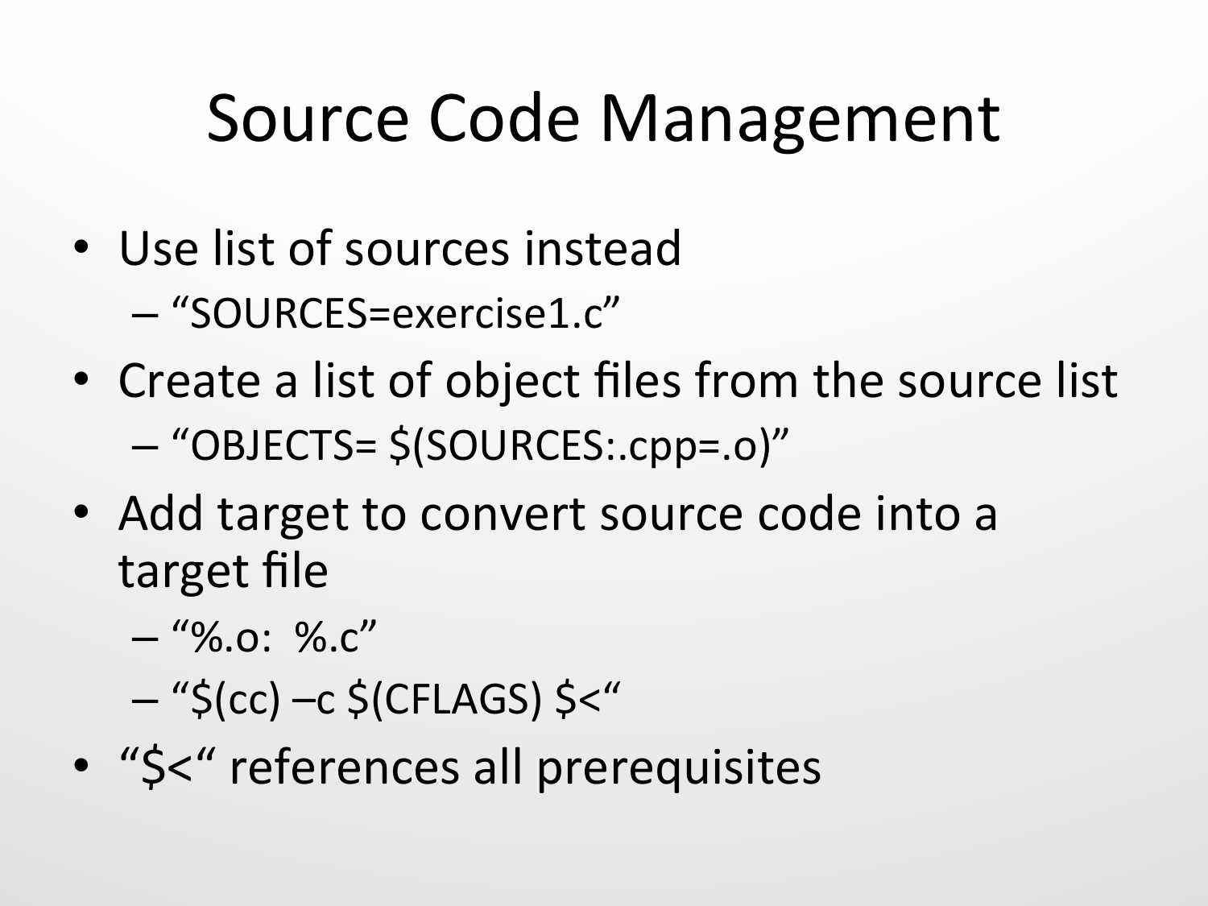# Source Code Management

- Use list of sources instead
  - “SOURCES=exercise1.c”
- Create a list of object files from the source list
  - “OBJECTS= $(SOURCES:.cpp=.o)”
- Add target to convert source code into a target file
  - “%.o:  %.c”
  - “$(cc) –c $(CFLAGS) $<“
- “$<“ references all prerequisites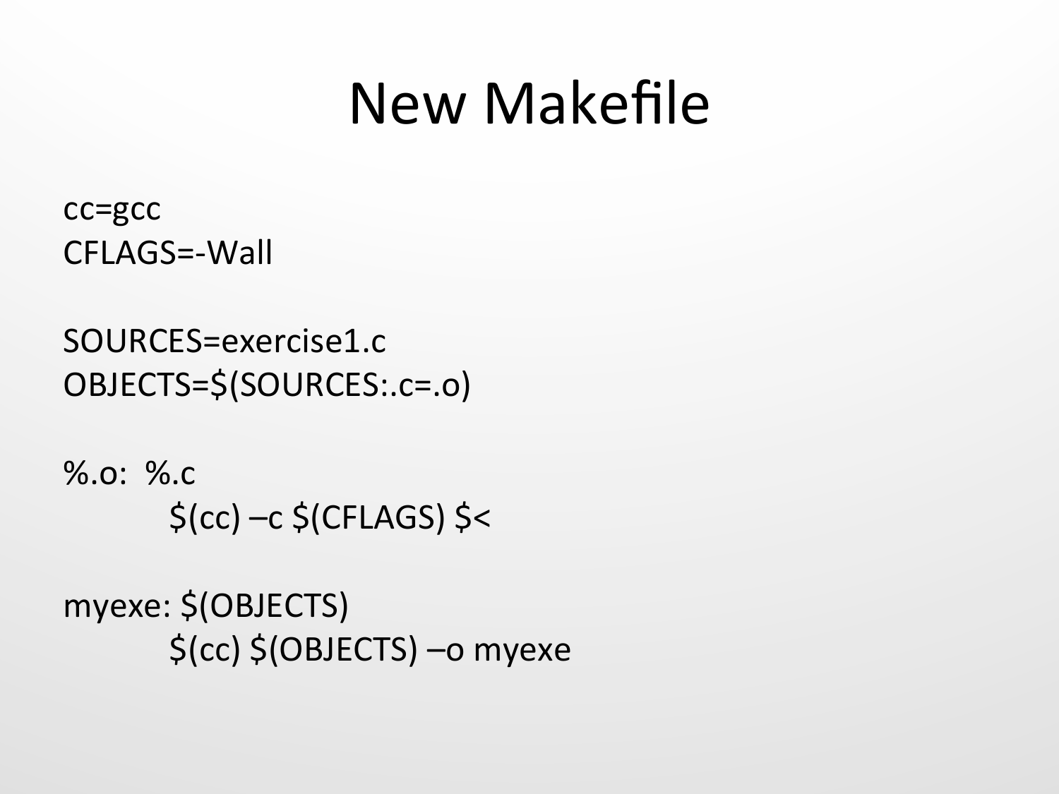# New Makefile

```
cc=gcc
CFLAGS=-Wall

SOURCES=exercise1.c
OBJECTS=$(SOURCES:.c=.o)

%.o:  %.c
	$(cc) –c $(CFLAGS) $<

myexe: $(OBJECTS)
	$(cc) $(OBJECTS) –o myexe
```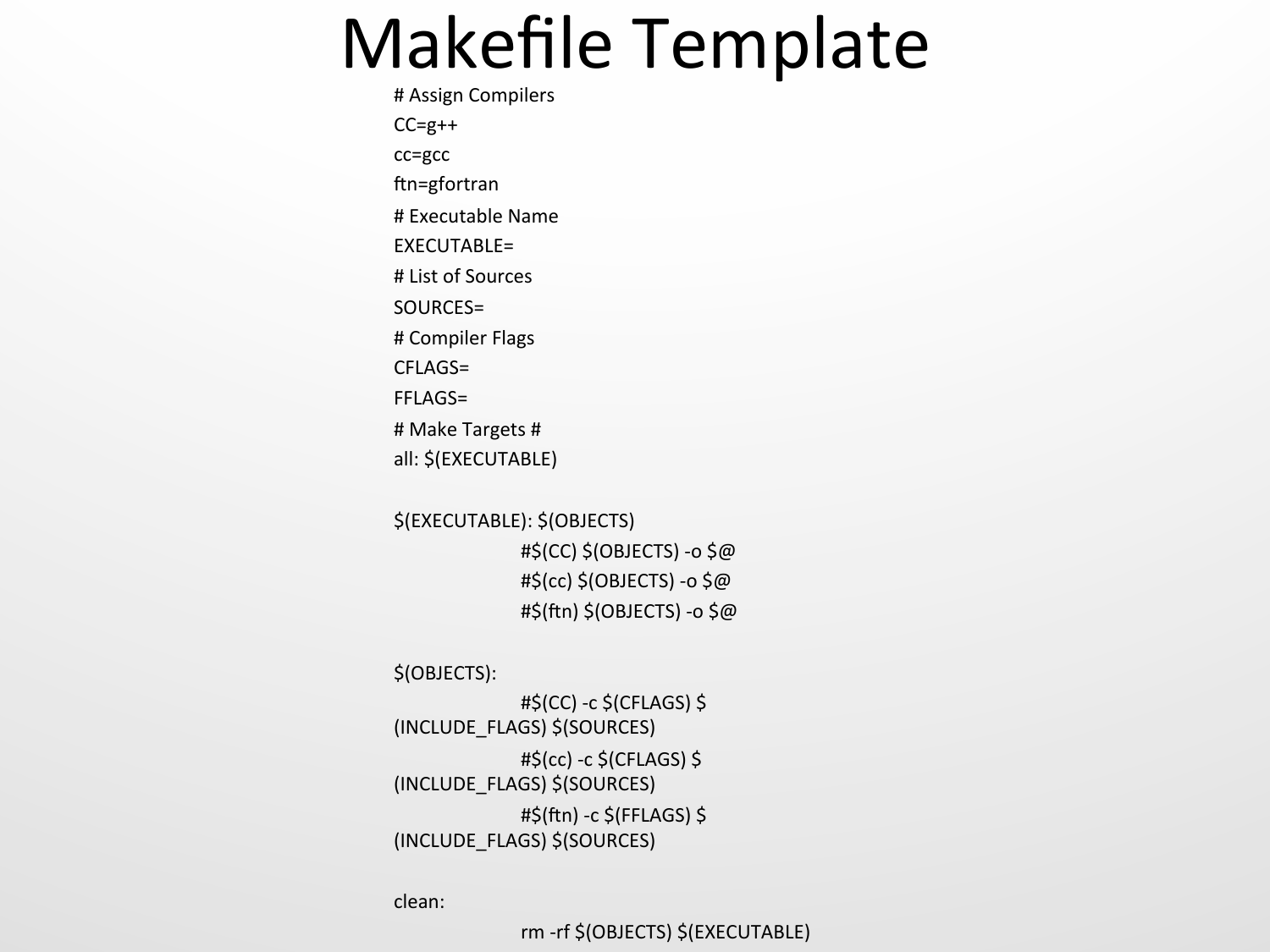# Makefile Template

```
# Assign Compilers
CC=g++
cc=gcc
ftn=gfortran
# Executable Name
EXECUTABLE=
# List of Sources
SOURCES=
# Compiler Flags
CFLAGS=
FFLAGS=
# Make Targets #
all: $(EXECUTABLE)

$(EXECUTABLE): $(OBJECTS)
		#$(CC) $(OBJECTS) -o $@
		#$(cc) $(OBJECTS) -o $@
		#$(ftn) $(OBJECTS) -o $@

$(OBJECTS):
		#$(CC) -c $(CFLAGS) $
(INCLUDE_FLAGS) $(SOURCES)
		#$(cc) -c $(CFLAGS) $
(INCLUDE_FLAGS) $(SOURCES)
		#$(ftn) -c $(FFLAGS) $
(INCLUDE_FLAGS) $(SOURCES)

clean:
		rm -rf $(OBJECTS) $(EXECUTABLE)
```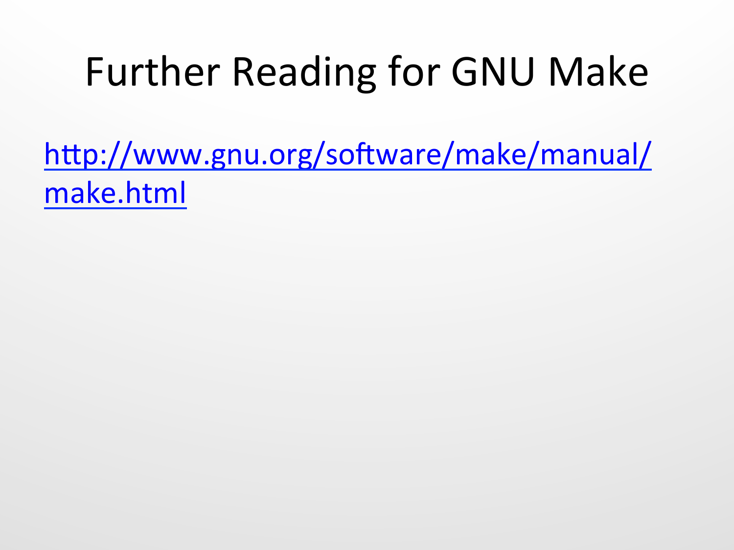# Further Reading for GNU Make

[http://www.gnu.org/software/make/manual/make.html](http://www.gnu.org/software/make/manual/make.html)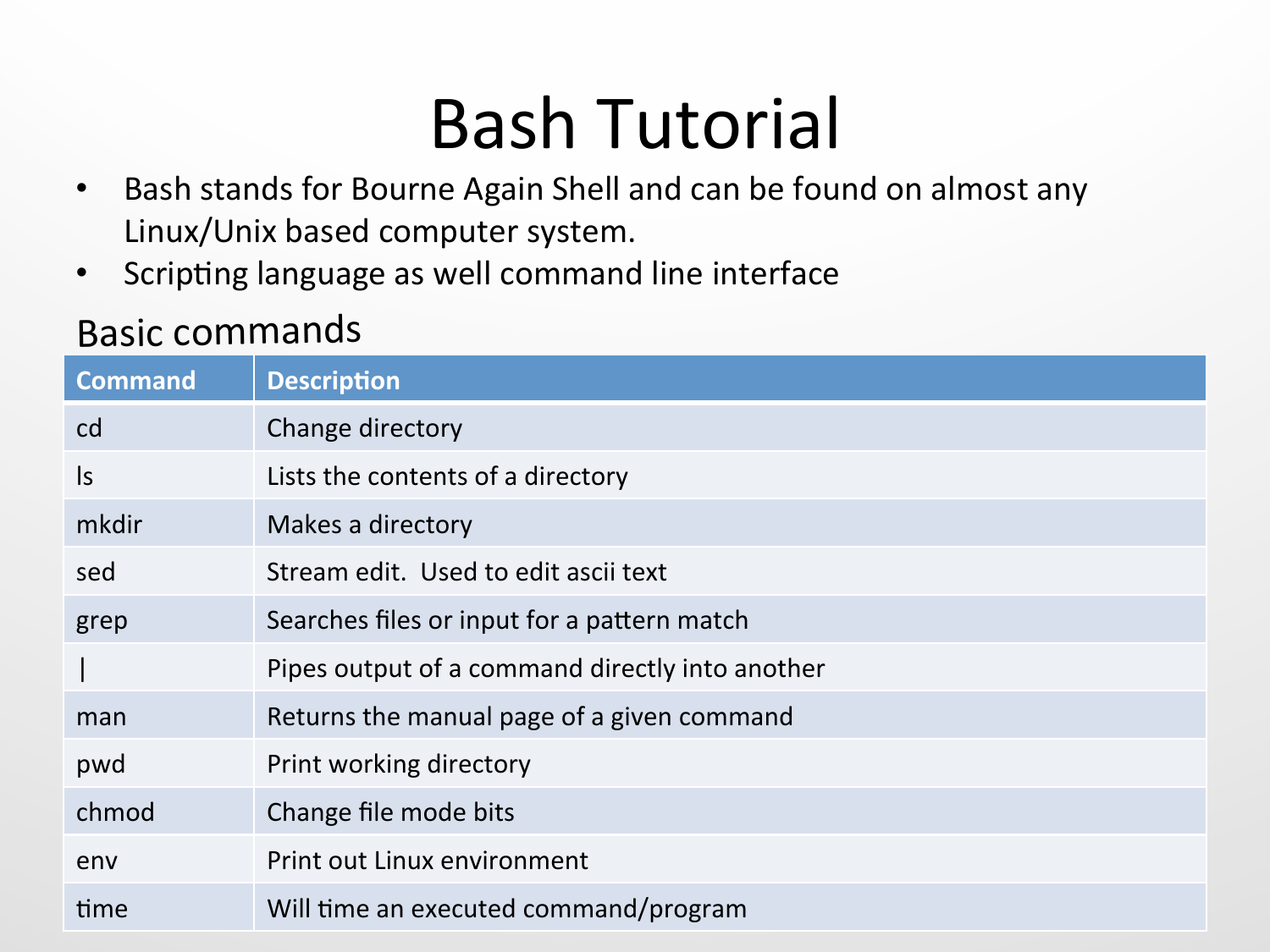# Bash Tutorial

- Bash stands for Bourne Again Shell and can be found on almost any Linux/Unix based computer system.
- Scripting language as well command line interface

## Basic commands

| Command | Description |
| --- | --- |
| cd | Change directory |
| ls | Lists the contents of a directory |
| mkdir | Makes a directory |
| sed | Stream edit.  Used to edit ascii text |
| grep | Searches files or input for a pattern match |
| \| | Pipes output of a command directly into another |
| man | Returns the manual page of a given command |
| pwd | Print working directory |
| chmod | Change file mode bits |
| env | Print out Linux environment |
| time | Will time an executed command/program |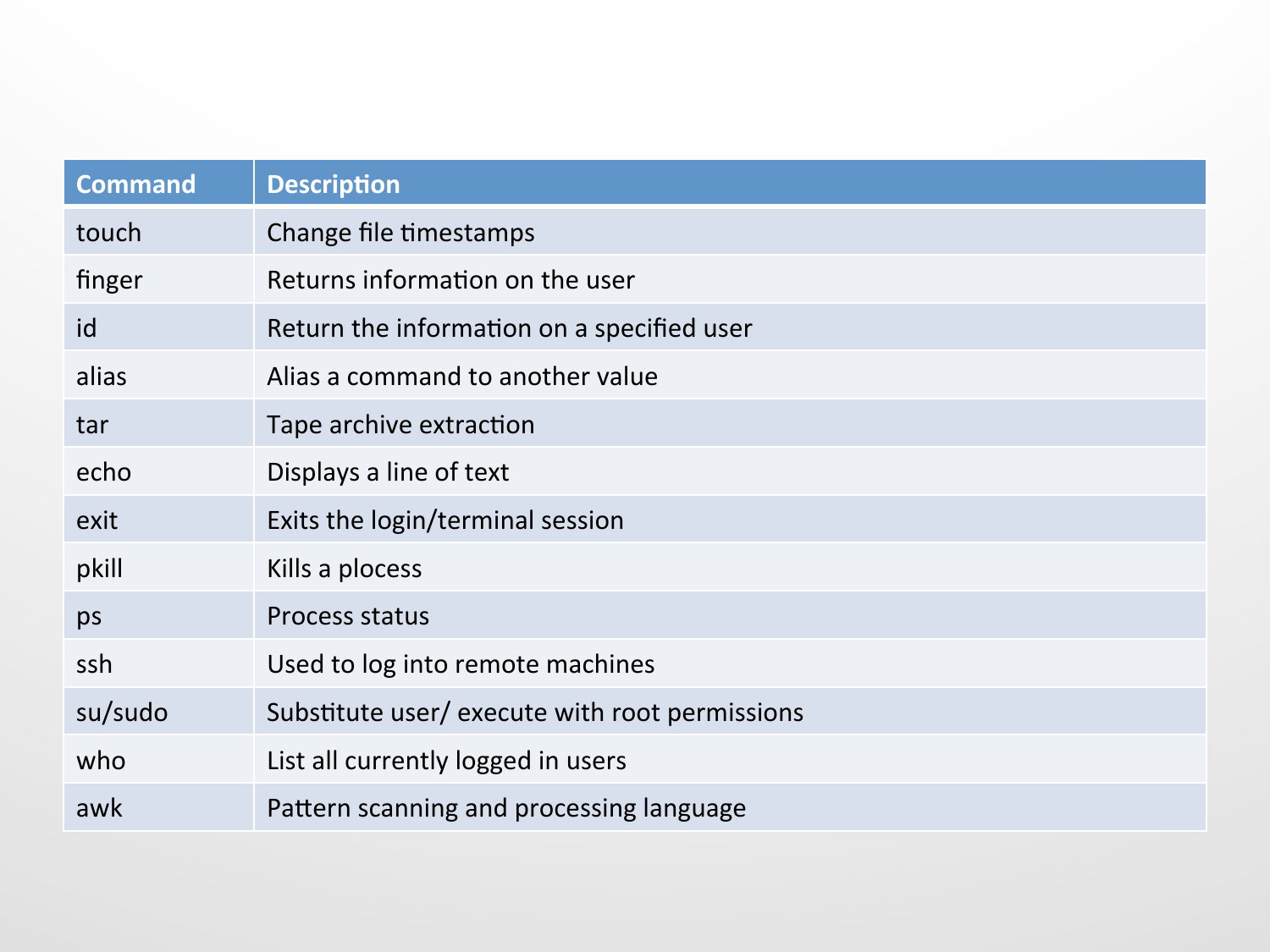| Command | Description |
| --- | --- |
| touch | Change file timestamps |
| finger | Returns information on the user |
| id | Return the information on a specified user |
| alias | Alias a command to another value |
| tar | Tape archive extraction |
| echo | Displays a line of text |
| exit | Exits the login/terminal session |
| pkill | Kills a plocess |
| ps | Process status |
| ssh | Used to log into remote machines |
| su/sudo | Substitute user/ execute with root permissions |
| who | List all currently logged in users |
| awk | Pattern scanning and processing language |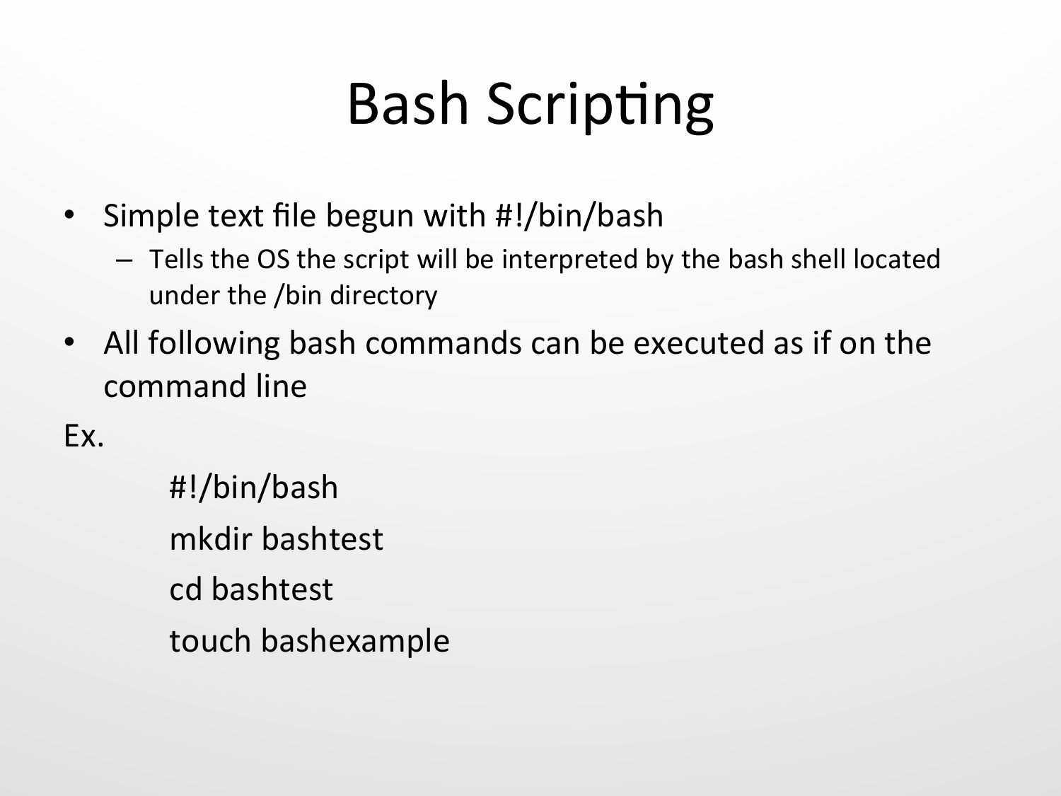# Bash Scripting

- Simple text file begun with #!/bin/bash
  - Tells the OS the script will be interpreted by the bash shell located under the /bin directory
- All following bash commands can be executed as if on the command line

Ex.

```
#!/bin/bash
mkdir bashtest
cd bashtest
touch bashexample
```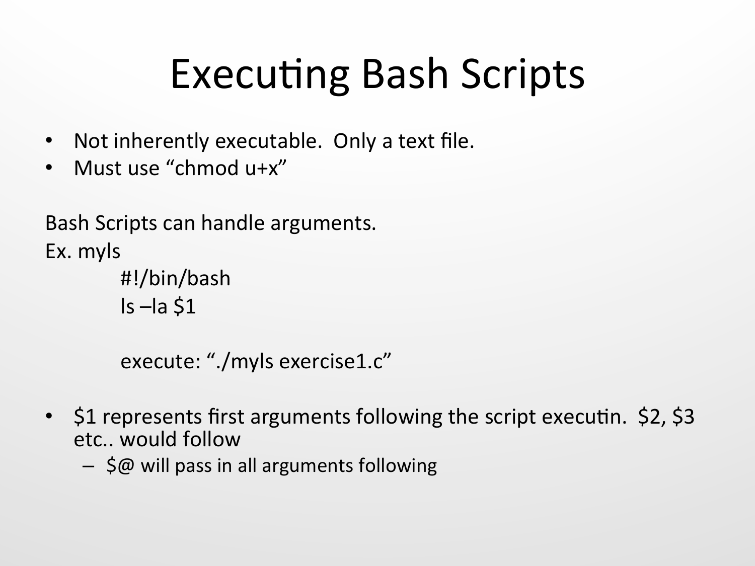# Executing Bash Scripts

- Not inherently executable. Only a text file.
- Must use “chmod u+x”

Bash Scripts can handle arguments.

Ex. myls

```
#!/bin/bash
ls –la $1
```

execute: “./myls exercise1.c”

- $1 represents first arguments following the script executin. $2, $3 etc.. would follow
  - $@ will pass in all arguments following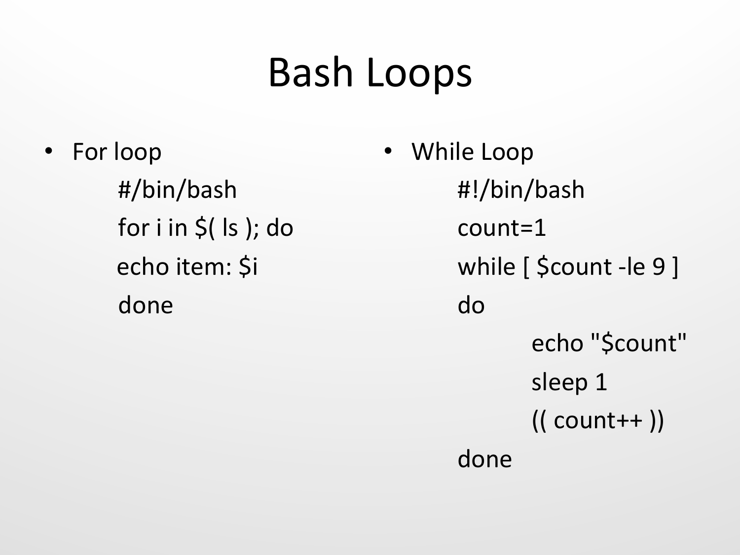# Bash Loops

- For loop

```
#/bin/bash
for i in $( ls ); do
echo item: $i
done
```

- While Loop

```
#!/bin/bash
count=1
while [ $count -le 9 ]
do
        echo "$count"
        sleep 1
        (( count++ ))
done
```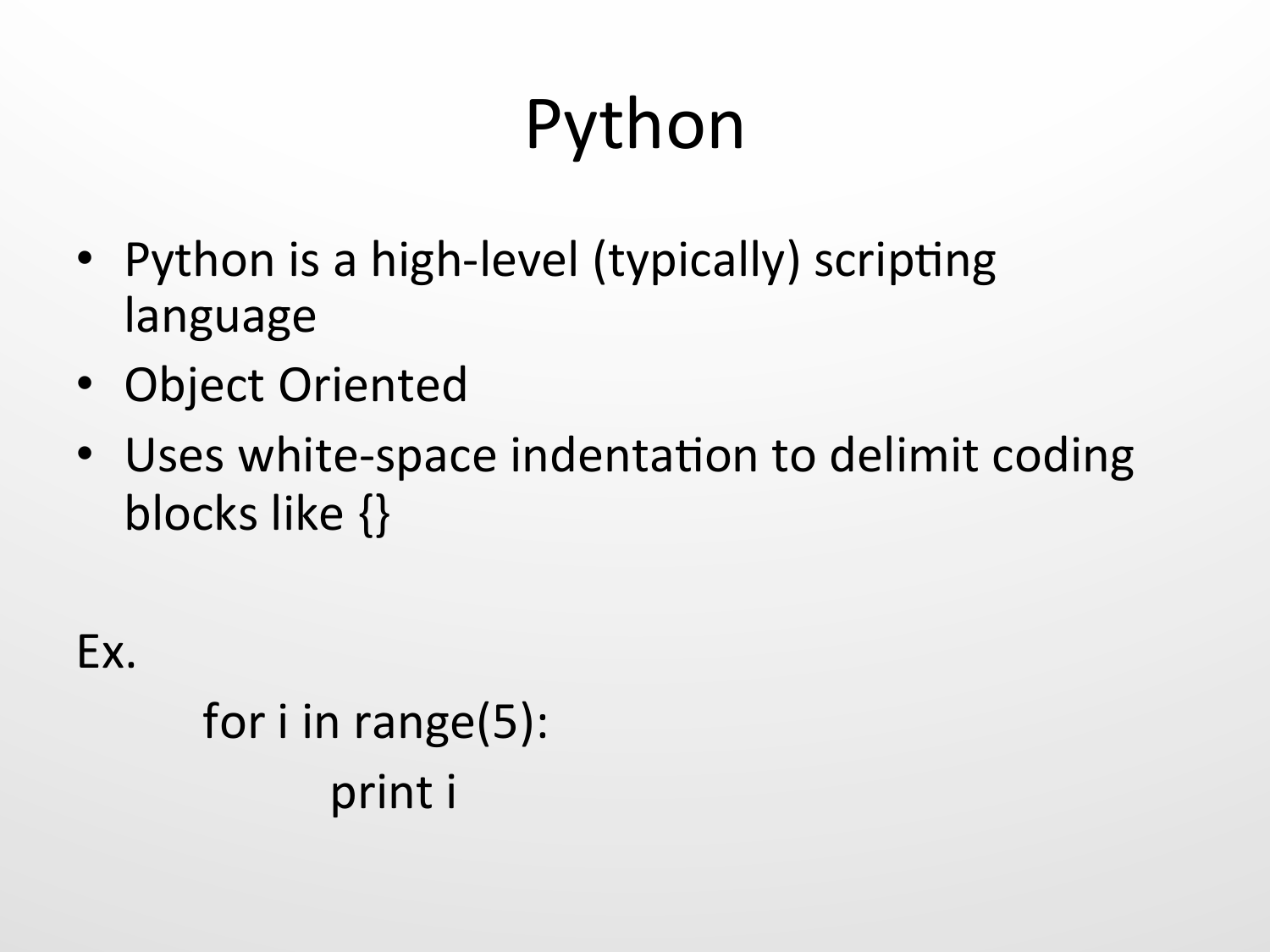# Python

- Python is a high-level (typically) scripting language
- Object Oriented
- Uses white-space indentation to delimit coding blocks like {}

Ex.

```
for i in range(5):
    print i
```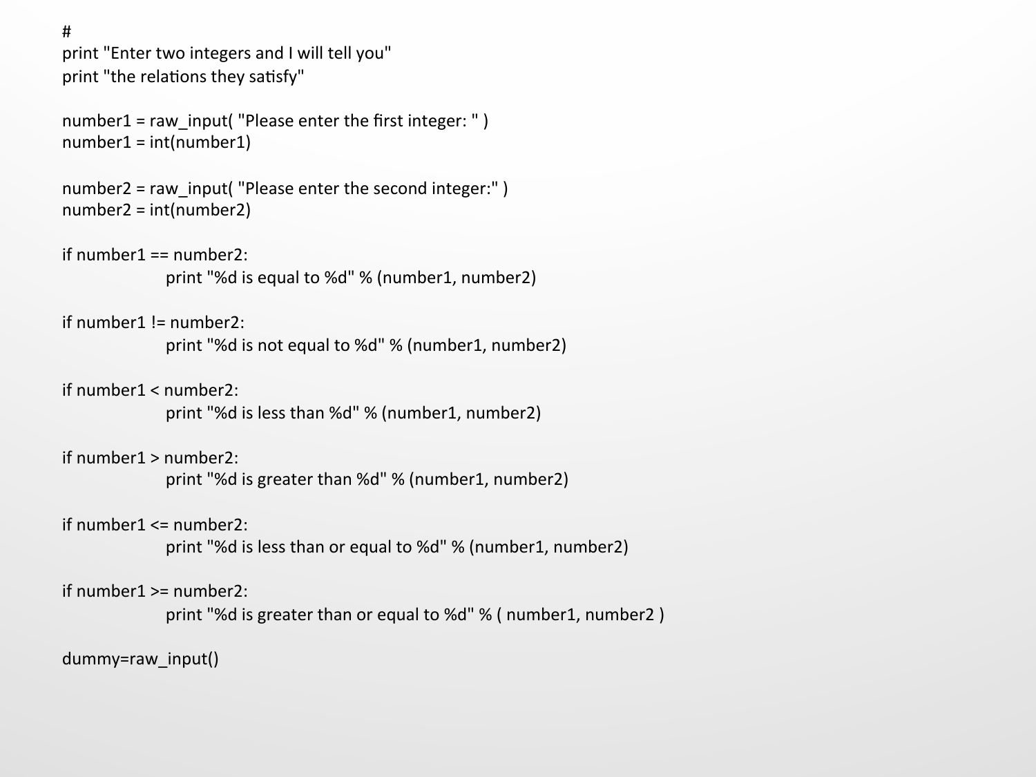```python
#
print "Enter two integers and I will tell you"
print "the relations they satisfy"

number1 = raw_input( "Please enter the first integer: " )
number1 = int(number1)

number2 = raw_input( "Please enter the second integer:" )
number2 = int(number2)

if number1 == number2:
        print "%d is equal to %d" % (number1, number2)

if number1 != number2:
        print "%d is not equal to %d" % (number1, number2)

if number1 < number2:
        print "%d is less than %d" % (number1, number2)

if number1 > number2:
        print "%d is greater than %d" % (number1, number2)

if number1 <= number2:
        print "%d is less than or equal to %d" % (number1, number2)

if number1 >= number2:
        print "%d is greater than or equal to %d" % ( number1, number2 )

dummy=raw_input()
```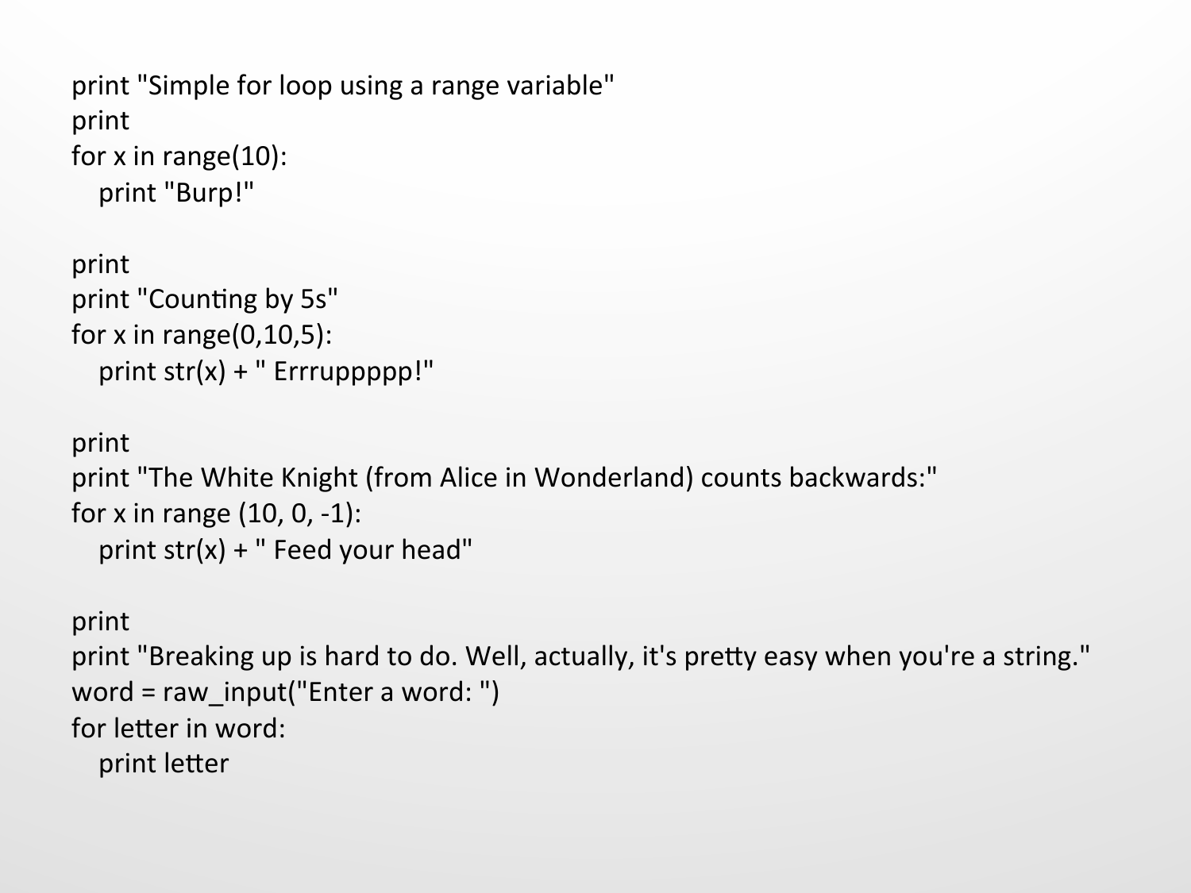```
print "Simple for loop using a range variable"
print
for x in range(10):
   print "Burp!"

print
print "Counting by 5s"
for x in range(0,10,5):
   print str(x) + " Errrupppp!"

print
print "The White Knight (from Alice in Wonderland) counts backwards:"
for x in range (10, 0, -1):
   print str(x) + " Feed your head"

print
print "Breaking up is hard to do. Well, actually, it's pretty easy when you're a string."
word = raw_input("Enter a word: ")
for letter in word:
   print letter
```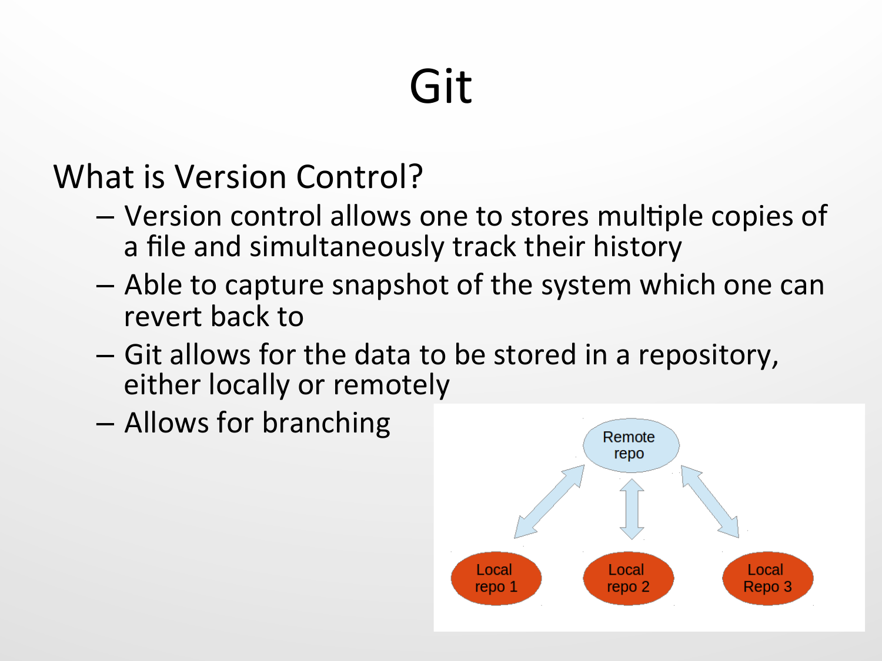# Git

## What is Version Control?

- Version control allows one to stores multiple copies of a file and simultaneously track their history
- Able to capture snapshot of the system which one can revert back to
- Git allows for the data to be stored in a repository, either locally or remotely
- Allows for branching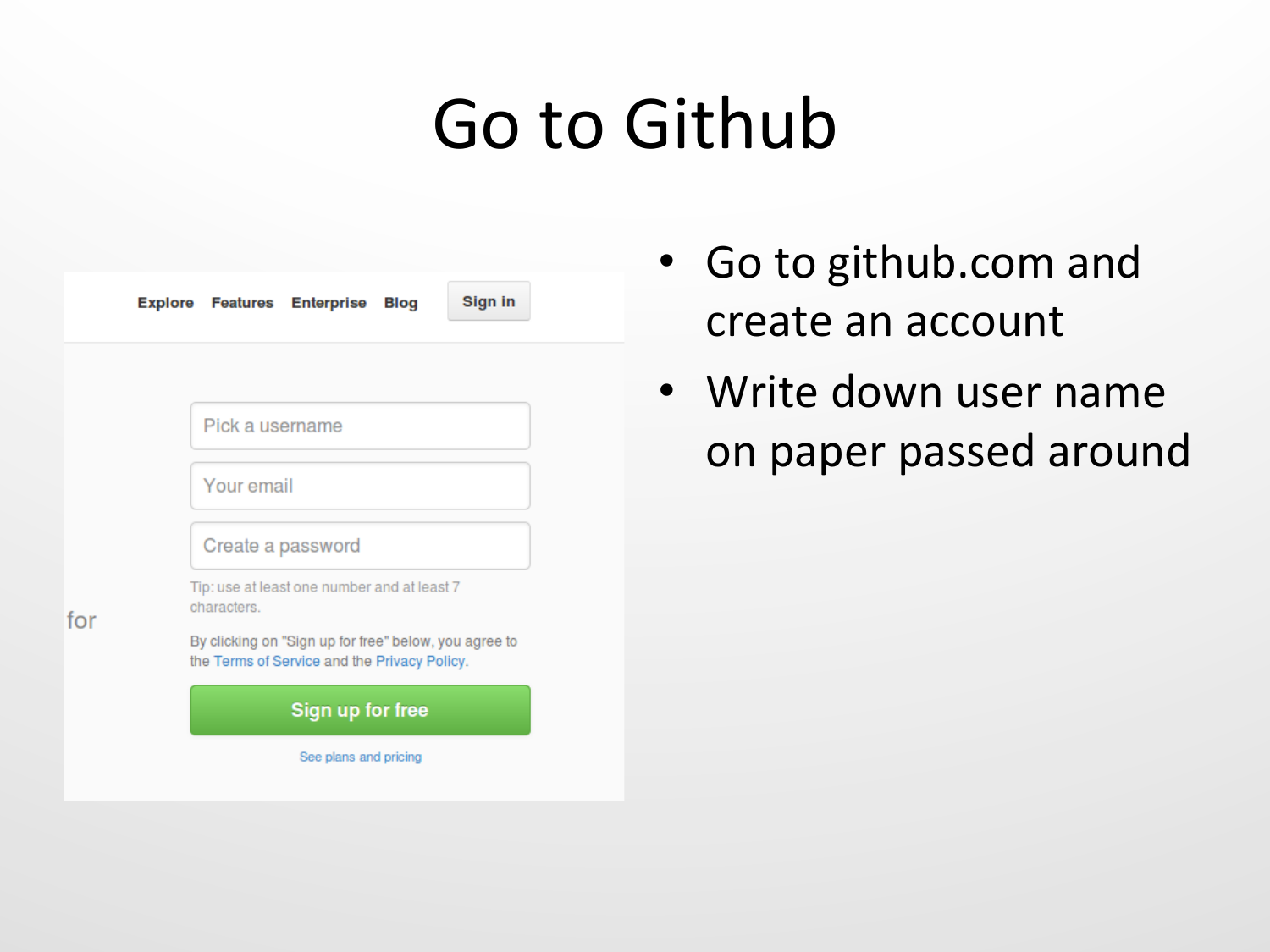# Go to Github

- Go to github.com and create an account
- Write down user name on paper passed around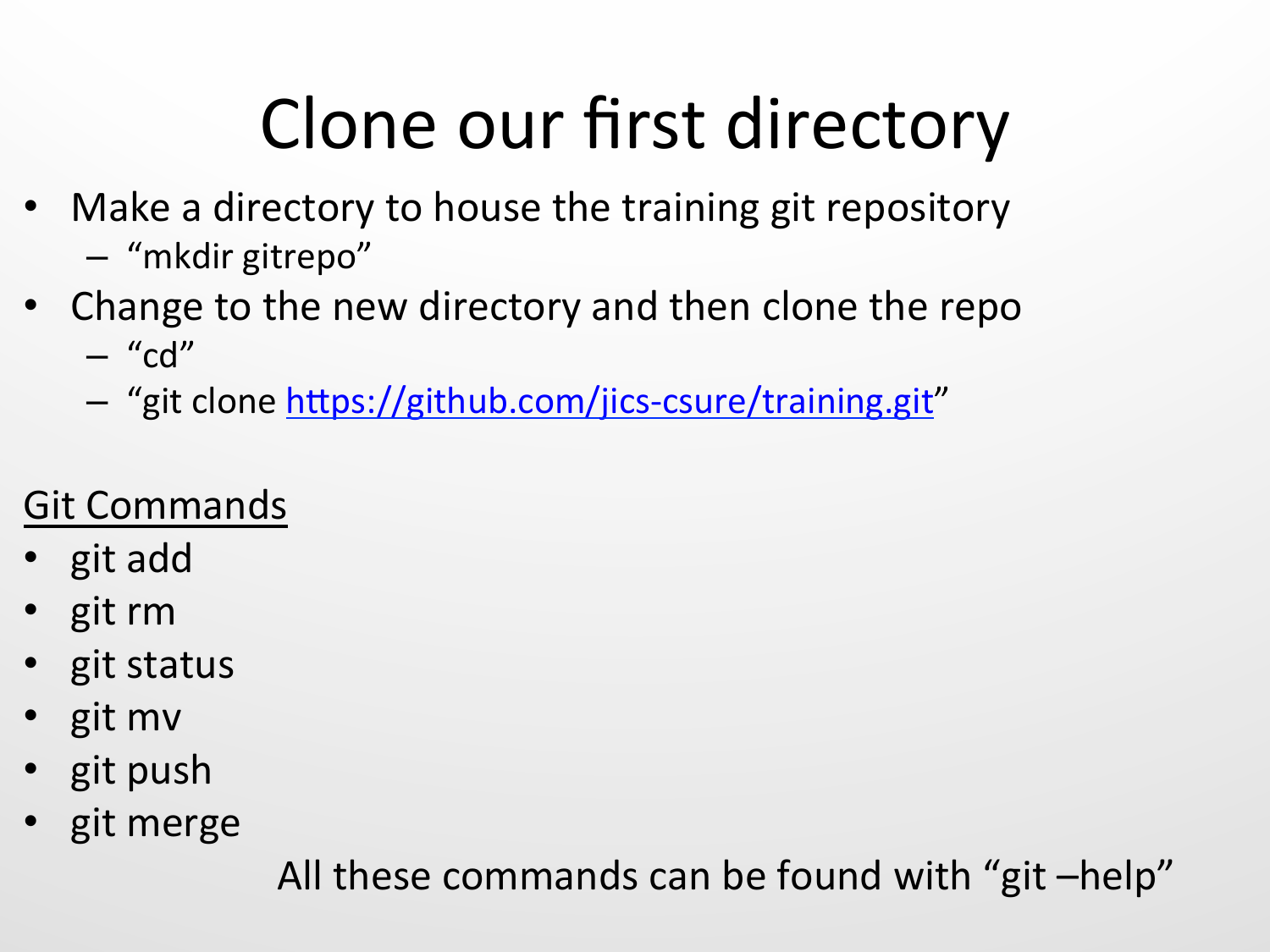# Clone our first directory

- Make a directory to house the training git repository
  - "mkdir gitrepo"
- Change to the new directory and then clone the repo
  - "cd"
  - "git clone https://github.com/jics-csure/training.git"

<u>Git Commands</u>

- git add
- git rm
- git status
- git mv
- git push
- git merge

All these commands can be found with "git –help"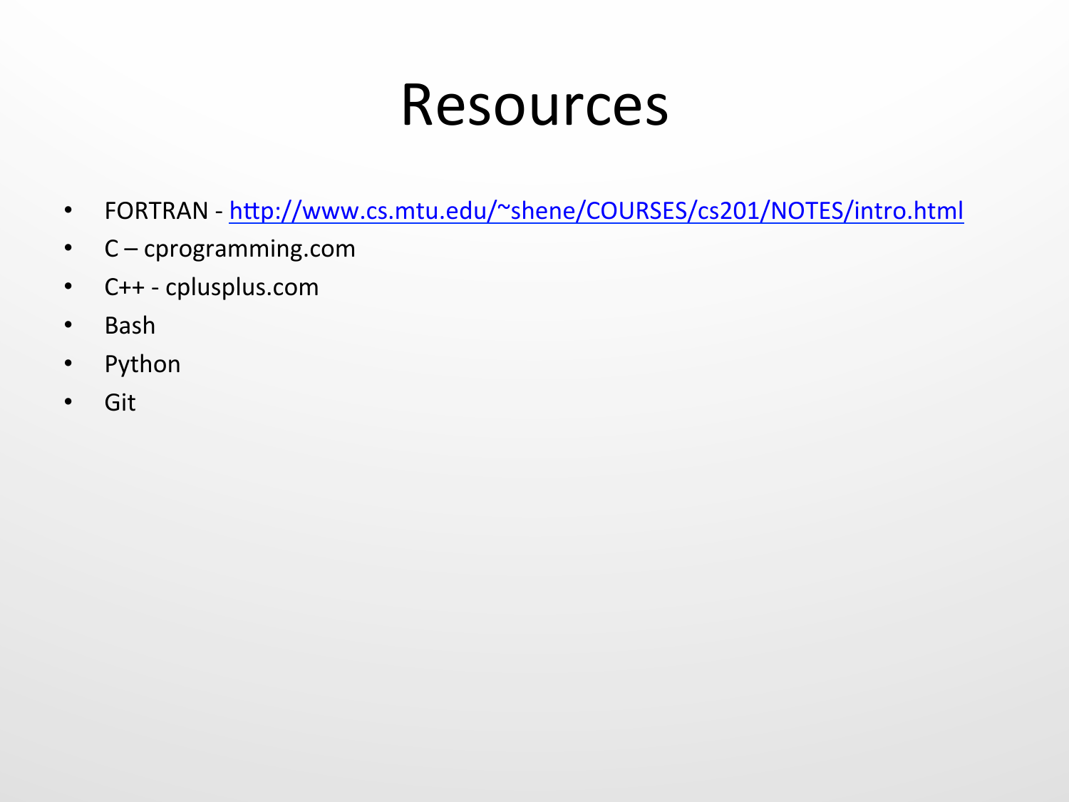# Resources

- FORTRAN - http://www.cs.mtu.edu/~shene/COURSES/cs201/NOTES/intro.html
- C – cprogramming.com
- C++ - cplusplus.com
- Bash
- Python
- Git